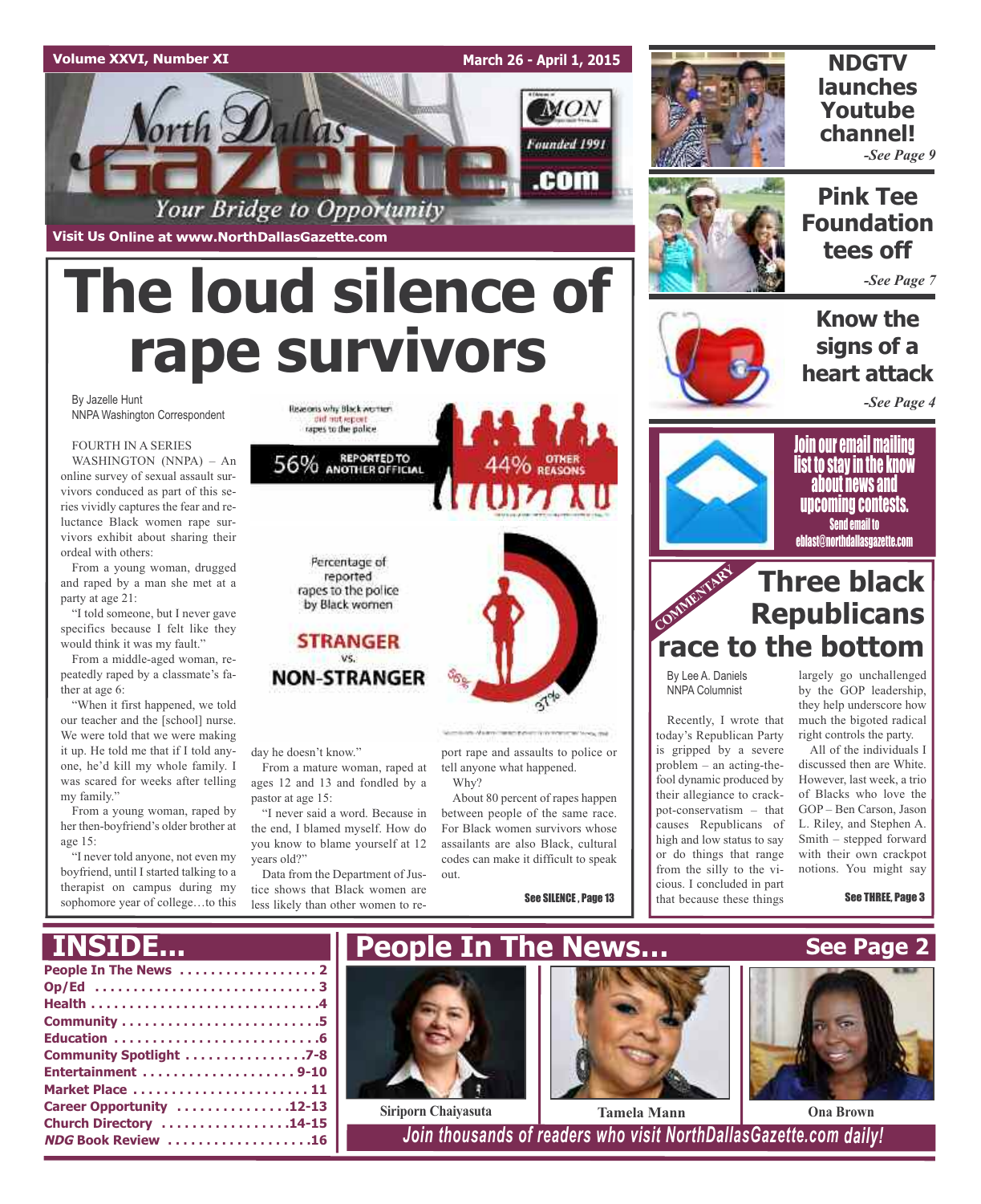Volume XXVI, Number XI — March 26 - April 1, 2015

# North Dallas Gazette

Your Bridge to Opportunity

Founded 1991

Visit Us Online at www.NorthDallasGazette.com

# The loud silence of rape survivors

By Jazelle Hunt
NNPA Washington Correspondent

FOURTH IN A SERIES

WASHINGTON (NNPA) – An online survey of sexual assault survivors conduced as part of this series vividly captures the fear and reluctance Black women rape survivors exhibit about sharing their ordeal with others:

From a young woman, drugged and raped by a man she met at a party at age 21:

"I told someone, but I never gave specifics because I felt like they would think it was my fault."

From a middle-aged woman, repeatedly raped by a classmate's father at age 6:

"When it first happened, we told our teacher and the [school] nurse. We were told that we were making it up. He told me that if I told anyone, he'd kill my whole family. I was scared for weeks after telling my family."

From a young woman, raped by her then-boyfriend's older brother at age 15:

"I never told anyone, not even my boyfriend, until I started talking to a therapist on campus during my sophomore year of college…to this day he doesn't know."

From a mature woman, raped at ages 12 and 13 and fondled by a pastor at age 15:

"I never said a word. Because in the end, I blamed myself. How do you know to blame yourself at 12 years old?"

Data from the Department of Justice shows that Black women are less likely than other women to report rape and assaults to police or tell anyone what happened.

Why?

About 80 percent of rapes happen between people of the same race. For Black women survivors whose assailants are also Black, cultural codes can make it difficult to speak out.

See SILENCE, Page 13

Reasons why Black women did not report rapes to the police

56% REPORTED TO ANOTHER OFFICIAL — 44% OTHER REASONS

Percentage of reported rapes to the police by Black women

STRANGER vs. NON-STRANGER

56% — 37%

## NDGTV launches Youtube channel!

*-See Page 9*

## Pink Tee Foundation tees off

*-See Page 7*

## Know the signs of a heart attack

*-See Page 4*

**Join our email mailing list to stay in the know about news and upcoming contests.**
Send email to eblast@northdallasgazette.com

COMMENTARY

## Three black Republicans race to the bottom

By Lee A. Daniels
NNPA Columnist

Recently, I wrote that today's Republican Party is gripped by a severe problem – an acting-the-fool dynamic produced by their allegiance to crackpot-conservatism – that causes Republicans of high and low status to say or do things that range from the silly to the vicious. I concluded in part that because these things largely go unchallenged by the GOP leadership, they help underscore how much the bigoted radical right controls the party.

All of the individuals I discussed then are White. However, last week, a trio of Blacks who love the GOP – Ben Carson, Jason L. Riley, and Stephen A. Smith – stepped forward with their own crackpot notions. You might say

See THREE, Page 3

## INSIDE...

- People In The News . . . . . . . . . . . . . . . . . 2
- Op/Ed . . . . . . . . . . . . . . . . . . . . . . . . . . . 3
- Health . . . . . . . . . . . . . . . . . . . . . . . . . . . . 4
- Community . . . . . . . . . . . . . . . . . . . . . . . . 5
- Education . . . . . . . . . . . . . . . . . . . . . . . . . 6
- Community Spotlight . . . . . . . . . . . . . . . 7-8
- Entertainment . . . . . . . . . . . . . . . . . . . 9-10
- Market Place . . . . . . . . . . . . . . . . . . . . . 11
- Career Opportunity . . . . . . . . . . . . . . 12-13
- Church Directory . . . . . . . . . . . . . . . . 14-15
- *NDG* Book Review . . . . . . . . . . . . . . . . . 16

## People In The News... See Page 2

Siriporn Chaiyasuta — Tamela Mann — Ona Brown

*Join thousands of readers who visit NorthDallasGazette.com daily!*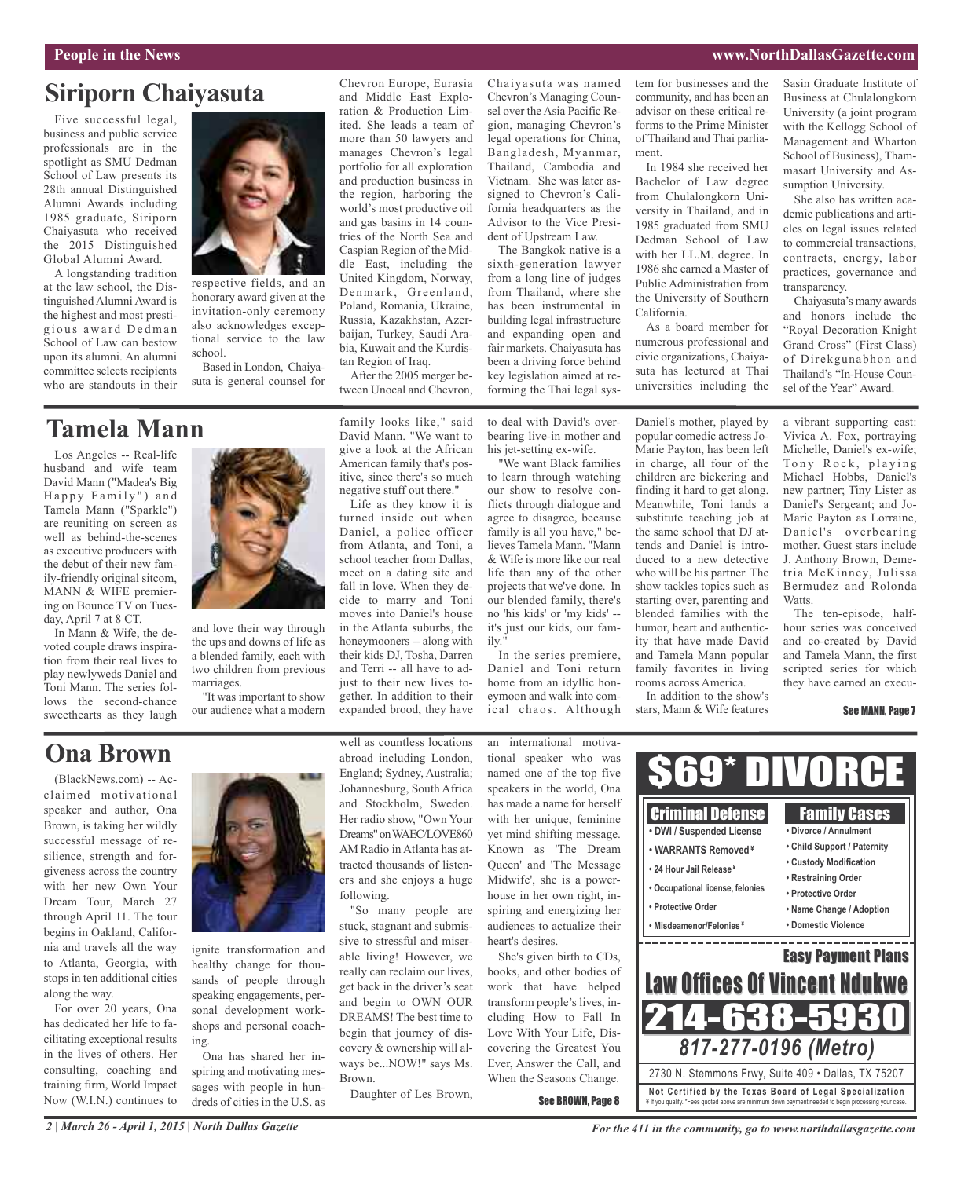## Siriporn Chaiyasuta

Five successful legal, business and public service professionals are in the spotlight as SMU Dedman School of Law presents its 28th annual Distinguished Alumni Awards including 1985 graduate, Siriporn Chaiyasuta who received the 2015 Distinguished Global Alumni Award.

A longstanding tradition at the law school, the Distinguished Alumni Award is the highest and most prestigious award Dedman School of Law can bestow upon its alumni. An alumni committee selects recipients who are standouts in their respective fields, and an honorary award given at the invitation-only ceremony also acknowledges exceptional service to the law school.

Based in London, Chaiyasuta is general counsel for Chevron Europe, Eurasia and Middle East Exploration & Production Limited. She leads a team of more than 50 lawyers and manages Chevron's legal portfolio for all exploration and production business in the region, harboring the world's most productive oil and gas basins in 14 countries of the North Sea and Caspian Region of the Middle East, including the United Kingdom, Norway, Denmark, Greenland, Poland, Romania, Ukraine, Russia, Kazakhstan, Azerbaijan, Turkey, Saudi Arabia, Kuwait and the Kurdistan Region of Iraq.

After the 2005 merger between Unocal and Chevron, Chaiyasuta was named Chevron's Managing Counsel over the Asia Pacific Region, managing Chevron's legal operations for China, Bangladesh, Myanmar, Thailand, Cambodia and Vietnam. She was later assigned to Chevron's California headquarters as the Advisor to the Vice President of Upstream Law.

The Bangkok native is a sixth-generation lawyer from a long line of judges from Thailand, where she has been instrumental in building legal infrastructure and expanding open and fair markets. Chaiyasuta has been a driving force behind key legislation aimed at reforming the Thai legal system for businesses and the community, and has been an advisor on these critical reforms to the Prime Minister of Thailand and Thai parliament.

In 1984 she received her Bachelor of Law degree from Chulalongkorn University in Thailand, and in 1985 graduated from SMU Dedman School of Law with her LL.M. degree. In 1986 she earned a Master of Public Administration from the University of Southern California.

As a board member for numerous professional and civic organizations, Chaiyasuta has lectured at Thai universities including the Sasin Graduate Institute of Business at Chulalongkorn University (a joint program with the Kellogg School of Management and Wharton School of Business), Thammasart University and Assumption University.

She also has written academic publications and articles on legal issues related to commercial transactions, contracts, energy, labor practices, governance and transparency.

Chaiyasuta's many awards and honors include the "Royal Decoration Knight Grand Cross" (First Class) of Direkgunabhon and Thailand's "In-House Counsel of the Year" Award.

## Tamela Mann

Los Angeles -- Real-life husband and wife team David Mann ("Madea's Big Happy Family") and Tamela Mann ("Sparkle") are reuniting on screen as well as behind-the-scenes as executive producers with the debut of their new family-friendly original sitcom, MANN & WIFE premiering on Bounce TV on Tuesday, April 7 at 8 CT.

In Mann & Wife, the devoted couple draws inspiration from their real lives to play newlyweds Daniel and Toni Mann. The series follows the second-chance sweethearts as they laugh and love their way through the ups and downs of life as a blended family, each with two children from previous marriages.

"It was important to show our audience what a modern family looks like," said David Mann. "We want to give a look at the African American family that's positive, since there's so much negative stuff out there."

Life as they know it is turned inside out when Daniel, a police officer from Atlanta, and Toni, a school teacher from Dallas, meet on a dating site and fall in love. When they decide to marry and Toni moves into Daniel's house in the Atlanta suburbs, the honeymooners -- along with their kids DJ, Tosha, Darren and Terri -- all have to adjust to their new lives together. In addition to their expanded brood, they have to deal with David's overbearing live-in mother and his jet-setting ex-wife.

"We want Black families to learn through watching our show to resolve conflicts through dialogue and agree to disagree, because family is all you have," believes Tamela Mann. "Mann & Wife is more like our real life than any of the other projects that we've done. In our blended family, there's no 'his kids' or 'my kids' -- it's just our kids, our family."

In the series premiere, Daniel and Toni return home from an idyllic honeymoon and walk into comical chaos. Although Daniel's mother, played by popular comedic actress Jo-Marie Payton, has been left in charge, all four of the children are bickering and finding it hard to get along. Meanwhile, Toni lands a substitute teaching job at the same school that DJ attends and Daniel is introduced to a new detective who will be his partner. The show tackles topics such as starting over, parenting and blended families with the humor, heart and authenticity that have made David and Tamela Mann popular family favorites in living rooms across America.

In addition to the show's stars, Mann & Wife features a vibrant supporting cast: Vivica A. Fox, portraying Michelle, Daniel's ex-wife; Tony Rock, playing Michael Hobbs, Daniel's new partner; Tiny Lister as Daniel's Sergeant; and Jo-Marie Payton as Lorraine, Daniel's overbearing mother. Guest stars include J. Anthony Brown, Demetria McKinney, Julissa Bermudez and Rolonda Watts.

The ten-episode, half-hour series was conceived and co-created by David and Tamela Mann, the first scripted series for which they have earned an execu-

**See MANN, Page 7**

## Ona Brown

(BlackNews.com) -- Acclaimed motivational speaker and author, Ona Brown, is taking her wildly successful message of resilience, strength and forgiveness across the country with her new Own Your Dream Tour, March 27 through April 11. The tour begins in Oakland, California and travels all the way to Atlanta, Georgia, with stops in ten additional cities along the way.

For over 20 years, Ona has dedicated her life to facilitating exceptional results in the lives of others. Her consulting, coaching and training firm, World Impact Now (W.I.N.) continues to ignite transformation and healthy change for thousands of people through speaking engagements, personal development workshops and personal coaching.

Ona has shared her inspiring and motivating messages with people in hundreds of cities in the U.S. as well as countless locations abroad including London, England; Sydney, Australia; Johannesburg, South Africa and Stockholm, Sweden. Her radio show, "Own Your Dreams" on WAEC/LOVE860 AM Radio in Atlanta has attracted thousands of listeners and she enjoys a huge following.

"So many people are stuck, stagnant and submissive to stressful and miserable living! However, we really can reclaim our lives, get back in the driver's seat and begin to OWN OUR DREAMS! The best time to begin that journey of discovery & ownership will always be...NOW!" says Ms. Brown.

Daughter of Les Brown, an international motivational speaker who was named one of the top five speakers in the world, Ona has made a name for herself with her unique, feminine yet mind shifting message. Known as 'The Dream Queen' and 'The Message Midwife', she is a powerhouse in her own right, inspiring and energizing her audiences to actualize their heart's desires.

She's given birth to CDs, books, and other bodies of work that have helped transform people's lives, including How to Fall In Love With Your Life, Discovering the Greatest You Ever, Answer the Call, and When the Seasons Change.

**See BROWN, Page 8**

---

# $69* DIVORCE

| Criminal Defense | Family Cases |
| --- | --- |
| • DWI / Suspended License | • Divorce / Annulment |
| • WARRANTS Removed ¥ | • Child Support / Paternity |
| • 24 Hour Jail Release ¥ | • Custody Modification |
| • Occupational license, felonies | • Restraining Order |
| • Protective Order | • Protective Order |
| • Misdeamenor/Felonies ¥ | • Name Change / Adoption |
| | • Domestic Violence |

**Easy Payment Plans**

**Law Offices Of Vincent Ndukwe**

**214-638-5930**

*817-277-0196 (Metro)*

2730 N. Stemmons Frwy, Suite 409 • Dallas, TX 75207

**Not Certified by the Texas Board of Legal Specialization**

¥ If you qualify. *Fees quoted above are minimum down payment needed to begin processing your case.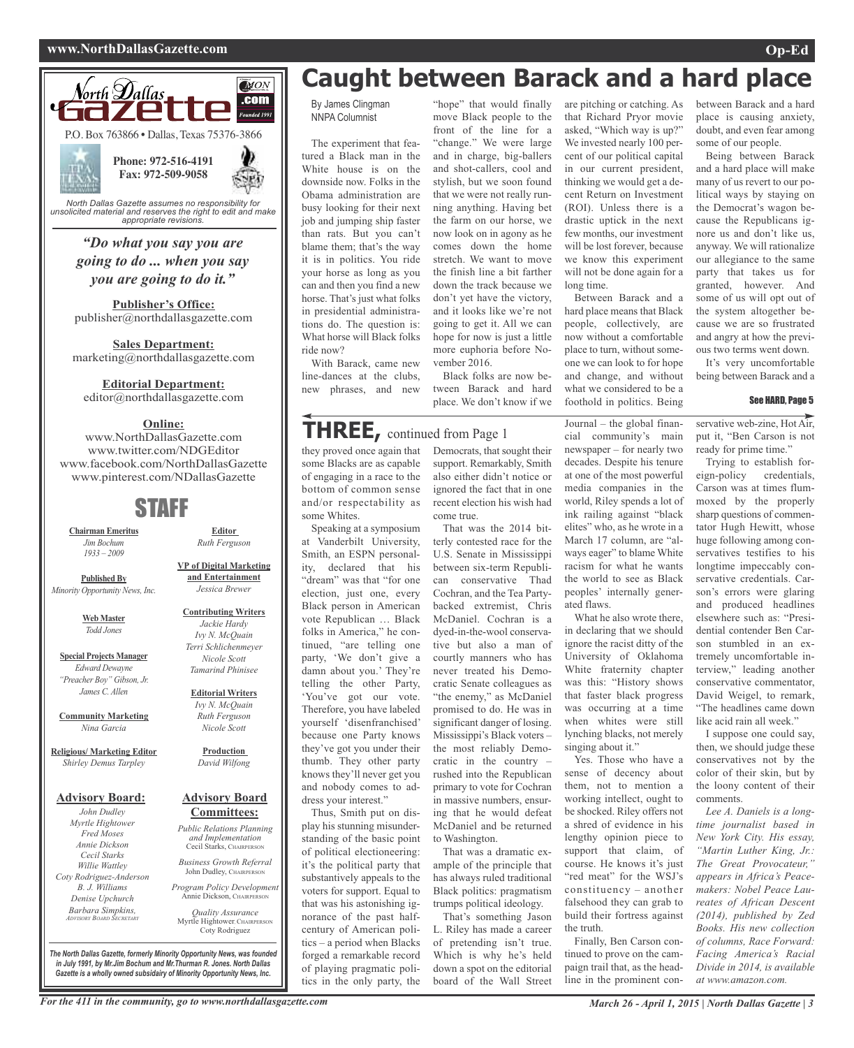North Dallas Gazette

P.O. Box 763866 • Dallas, Texas 75376-3866

**Phone: 972-516-4191**
**Fax: 972-509-9058**

*North Dallas Gazette assumes no responsibility for unsolicited material and reserves the right to edit and make appropriate revisions.*

***"Do what you say you are going to do ... when you say you are going to do it."***

**Publisher's Office:**
publisher@northdallasgazette.com

**Sales Department:**
marketing@northdallasgazette.com

**Editorial Department:**
editor@northdallasgazette.com

**Online:**
www.NorthDallasGazette.com
www.twitter.com/NDGEditor
www.facebook.com/NorthDallasGazette
www.pinterest.com/NDallasGazette

## STAFF

**Chairman Emeritus**
*Jim Bochum 1933 – 2009*

**Published By**
*Minority Opportunity News, Inc.*

**Web Master**
*Todd Jones*

**Special Projects Manager**
*Edward Dewayne "Preacher Boy" Gibson, Jr. James C. Allen*

**Community Marketing**
*Nina Garcia*

**Religious/ Marketing Editor**
*Shirley Demus Tarpley*

**Editor**
*Ruth Ferguson*

**VP of Digital Marketing and Entertainment**
*Jessica Brewer*

**Contributing Writers**
*Jackie Hardy*
*Ivy N. McQuain*
*Terri Schlichenmeyer*
*Nicole Scott*
*Tamarind Phinisee*

**Editorial Writers**
*Ivy N. McQuain*
*Ruth Ferguson*
*Nicole Scott*

**Production**
*David Wilfong*

**Advisory Board:**
*John Dudley*
*Myrtle Hightower*
*Fred Moses*
*Annie Dickson*
*Cecil Starks*
*Willie Wattley*
*Coty Rodriguez-Anderson*
*B. J. Williams*
*Denise Upchurch*
*Barbara Simpkins, Advisory Board Secretary*

**Advisory Board Committees:**

*Public Relations Planning and Implementation*
Cecil Starks, Chairperson

*Business Growth Referral*
John Dudley, Chairperson

*Program Policy Development*
Annie Dickson, Chairperson

*Quality Assurance*
Myrtle Hightower, Chairperson
Coty Rodriguez

***The North Dallas Gazette, formerly Minority Opportunity News, was founded in July 1991, by Mr.Jim Bochum and Mr.Thurman R. Jones. North Dallas Gazette is a wholly owned subsidairy of Minority Opportunity News, Inc.***

# Caught between Barack and a hard place

By James Clingman
NNPA Columnist

The experiment that featured a Black man in the White house is on the downside now. Folks in the Obama administration are busy looking for their next job and jumping ship faster than rats. But you can't blame them; that's the way it is in politics. You ride your horse as long as you can and then you find a new horse. That's just what folks in presidential administrations do. The question is: What horse will Black folks ride now?

With Barack, came new line-dances at the clubs, new phrases, and new "hope" that would finally move Black people to the front of the line for a "change." We were large and in charge, big-ballers and shot-callers, cool and stylish, but we soon found that we were not really running anything. Having bet the farm on our horse, we now look on in agony as he comes down the home stretch. We want to move the finish line a bit farther down the track because we don't yet have the victory, and it looks like we're not going to get it. All we can hope for now is just a little more euphoria before November 2016.

Black folks are now between Barack and hard place. We don't know if we are pitching or catching. As that Richard Pryor movie asked, "Which way is up?" We invested nearly 100 percent of our political capital in our current president, thinking we would get a decent Return on Investment (ROI). Unless there is a drastic uptick in the next few months, our investment will be lost forever, because we know this experiment will not be done again for a long time.

Between Barack and a hard place means that Black people, collectively, are now without a comfortable place to turn, without someone we can look to for hope and change, and without what we considered to be a foothold in politics. Being between Barack and a hard place is causing anxiety, doubt, and even fear among some of our people.

Being between Barack and a hard place will make many of us revert to our political ways by staying on the Democrat's wagon because the Republicans ignore us and don't like us, anyway. We will rationalize our allegiance to the same party that takes us for granted, however. And some of us will opt out of the system altogether because we are so frustrated and angry at how the previous two terms went down.

It's very uncomfortable being between Barack and a

See HARD, Page 5

## THREE, continued from Page 1

they proved once again that some Blacks are as capable of engaging in a race to the bottom of common sense and/or respectability as some Whites.

Speaking at a symposium at Vanderbilt University, Smith, an ESPN personality, declared that his "dream" was that "for one election, just one, every Black person in American vote Republican … Black folks in America," he continued, "are telling one party, 'We don't give a damn about you.' They're telling the other Party, 'You've got our vote. Therefore, you have labeled yourself 'disenfranchised' because one Party knows they've got you under their thumb. They other party knows they'll never get you and nobody comes to address your interest."

Thus, Smith put on display his stunning misunderstanding of the basic point of political electioneering: it's the political party that substantively appeals to the voters for support. Equal to that was his astonishing ignorance of the past half-century of American politics – a period when Blacks forged a remarkable record of playing pragmatic politics in the only party, the Democrats, that sought their support. Remarkably, Smith also either didn't notice or ignored the fact that in one recent election his wish had come true.

That was the 2014 bitterly contested race for the U.S. Senate in Mississippi between six-term Republican conservative Thad Cochran, and the Tea Party-backed extremist, Chris McDaniel. Cochran is a dyed-in-the-wool conservative but also a man of courtly manners who has never treated his Democratic Senate colleagues as "the enemy," as McDaniel promised to do. He was in significant danger of losing. Mississippi's Black voters – the most reliably Democratic in the country – rushed into the Republican primary to vote for Cochran in massive numbers, ensuring that he would defeat McDaniel and be returned to Washington.

That was a dramatic example of the principle that has always ruled traditional Black politics: pragmatism trumps political ideology.

That's something Jason L. Riley has made a career of pretending isn't true. Which is why he's held down a spot on the editorial board of the Wall Street Journal – the global financial community's main newspaper – for nearly two decades. Despite his tenure at one of the most powerful media companies in the world, Riley spends a lot of ink railing against "black elites" who, as he wrote in a March 17 column, are "always eager" to blame White racism for what he wants the world to see as Black peoples' internally generated flaws.

What he also wrote there, in declaring that we should ignore the racist ditty of the University of Oklahoma White fraternity chapter was this: "History shows that faster black progress was occurring at a time when whites were still lynching blacks, not merely singing about it."

Yes. Those who have a sense of decency about them, not to mention a working intellect, ought to be shocked. Riley offers not a shred of evidence in his lengthy opinion piece to support that claim, of course. He knows it's just "red meat" for the WSJ's constituency – another falsehood they can grab to build their fortress against the truth.

Finally, Ben Carson continued to prove on the campaign trail that, as the headline in the prominent conservative web-zine, Hot Air, put it, "Ben Carson is not ready for prime time."

Trying to establish foreign-policy credentials, Carson was at times flummoxed by the properly sharp questions of commentator Hugh Hewitt, whose huge following among conservatives testifies to his longtime impeccably conservative credentials. Carson's errors were glaring and produced headlines elsewhere such as: "Presidential contender Ben Carson stumbled in an extremely uncomfortable interview," leading another conservative commentator, David Weigel, to remark, "The headlines came down like acid rain all week."

I suppose one could say, then, we should judge these conservatives not by the color of their skin, but by the loony content of their comments.

*Lee A. Daniels is a longtime journalist based in New York City. His essay, "Martin Luther King, Jr.: The Great Provocateur," appears in Africa's Peacemakers: Nobel Peace Laureates of African Descent (2014), published by Zed Books. His new collection of columns, Race Forward: Facing America's Racial Divide in 2014, is available at www.amazon.com.*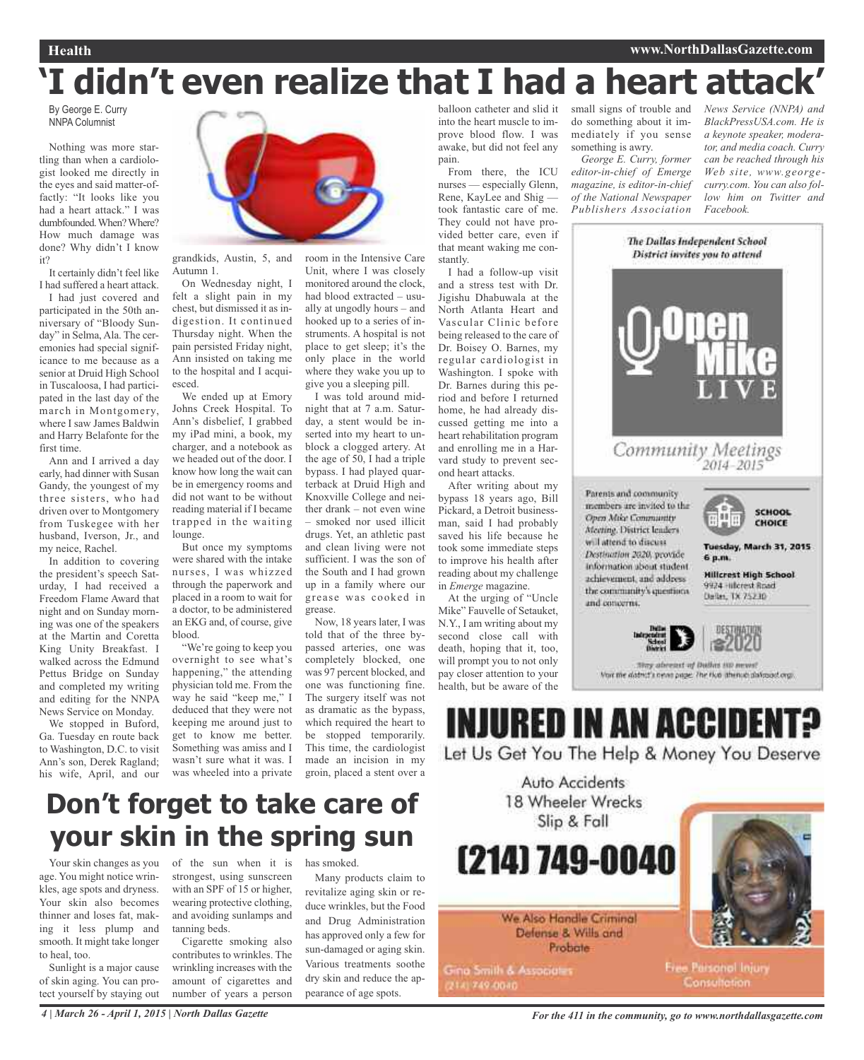# 'I didn't even realize that I had a heart attack'

By George E. Curry
NNPA Columnist

Nothing was more startling than when a cardiologist looked me directly in the eyes and said matter-of-factly: "It looks like you had a heart attack." I was dumbfounded. When? Where? How much damage was done? Why didn't I know it?

It certainly didn't feel like I had suffered a heart attack.

I had just covered and participated in the 50th anniversary of "Bloody Sunday" in Selma, Ala. The ceremonies had special significance to me because as a senior at Druid High School in Tuscaloosa, I had participated in the last day of the march in Montgomery, where I saw James Baldwin and Harry Belafonte for the first time.

Ann and I arrived a day early, had dinner with Susan Gandy, the youngest of my three sisters, who had driven over to Montgomery from Tuskegee with her husband, Iverson, Jr., and my neice, Rachel.

In addition to covering the president's speech Saturday, I had received a Freedom Flame Award that night and on Sunday morning was one of the speakers at the Martin and Coretta King Unity Breakfast. I walked across the Edmund Pettus Bridge on Sunday and completed my writing and editing for the NNPA News Service on Monday.

We stopped in Buford, Ga. Tuesday en route back to Washington, D.C. to visit Ann's son, Derek Ragland; his wife, April, and our grandkids, Austin, 5, and Autumn 1.

On Wednesday night, I felt a slight pain in my chest, but dismissed it as indigestion. It continued Thursday night. When the pain persisted Friday night, Ann insisted on taking me to the hospital and I acquiesced.

We ended up at Emory Johns Creek Hospital. To Ann's disbelief, I grabbed my iPad mini, a book, my charger, and a notebook as we headed out of the door. I know how long the wait can be in emergency rooms and did not want to be without reading material if I became trapped in the waiting lounge.

But once my symptoms were shared with the intake nurses, I was whizzed through the paperwork and placed in a room to wait for a doctor, to be administered an EKG and, of course, give blood.

"We're going to keep you overnight to see what's happening," the attending physician told me. From the way he said "keep me," I deduced that they were not keeping me around just to get to know me better. Something was amiss and I wasn't sure what it was. I was wheeled into a private room in the Intensive Care Unit, where I was closely monitored around the clock, had blood extracted – usually at ungodly hours – and hooked up to a series of instruments. A hospital is not place to get sleep; it's the only place in the world where they wake you up to give you a sleeping pill.

I was told around midnight that at 7 a.m. Saturday, a stent would be inserted into my heart to unblock a clogged artery. At the age of 50, I had a triple bypass. I had played quarterback at Druid High and Knoxville College and neither drank – not even wine – smoked nor used illicit drugs. Yet, an athletic past and clean living were not sufficient. I was the son of the South and I had grown up in a family where our grease was cooked in grease.

Now, 18 years later, I was told that of the three bypassed arteries, one was completely blocked, one was 97 percent blocked, and one was functioning fine. The surgery itself was not as dramatic as the bypass, which required the heart to be stopped temporarily. This time, the cardiologist made an incision in my groin, placed a stent over a balloon catheter and slid it into the heart muscle to improve blood flow. I was awake, but did not feel any pain.

From there, the ICU nurses — especially Glenn, Rene, KayLee and Shig — took fantastic care of me. They could not have provided better care, even if that meant waking me constantly.

I had a follow-up visit and a stress test with Dr. Jigishu Dhabuwala at the North Atlanta Heart and Vascular Clinic before being released to the care of Dr. Boisey O. Barnes, my regular cardiologist in Washington. I spoke with Dr. Barnes during this period and before I returned home, he had already discussed getting me into a heart rehabilitation program and enrolling me in a Harvard study to prevent second heart attacks.

After writing about my bypass 18 years ago, Bill Pickard, a Detroit businessman, said I had probably saved his life because he took some immediate steps to improve his health after reading about my challenge in *Emerge* magazine.

At the urging of "Uncle Mike" Fauvelle of Setauket, N.Y., I am writing about my second close call with death, hoping that it, too, will prompt you to not only pay closer attention to your health, but be aware of the small signs of trouble and do something about it immediately if you sense something is awry.

*George E. Curry, former editor-in-chief of Emerge magazine, is editor-in-chief of the National Newspaper Publishers Association News Service (NNPA) and BlackPressUSA.com. He is a keynote speaker, moderator, and media coach. Curry can be reached through his Web site, www.georgecurry.com. You can also follow him on Twitter and Facebook.*

# Don't forget to take care of your skin in the spring sun

Your skin changes as you age. You might notice wrinkles, age spots and dryness. Your skin also becomes thinner and loses fat, making it less plump and smooth. It might take longer to heal, too.

Sunlight is a major cause of skin aging. You can protect yourself by staying out of the sun when it is strongest, using sunscreen with an SPF of 15 or higher, wearing protective clothing, and avoiding sunlamps and tanning beds.

Cigarette smoking also contributes to wrinkles. The wrinkling increases with the amount of cigarettes and number of years a person has smoked.

Many products claim to revitalize aging skin or reduce wrinkles, but the Food and Drug Administration has approved only a few for sun-damaged or aging skin. Various treatments soothe dry skin and reduce the appearance of age spots.

---

*The Dallas Independent School District invites you to attend*

**Open Mike LIVE**

*Community Meetings 2014–2015*

Parents and community members are invited to the *Open Mike Community Meeting*. District leaders will attend to discuss *Destination 2020*, provide information about student achievement, and address the community's questions and concerns.

**SCHOOL CHOICE**

**Tuesday, March 31, 2015**
**6 p.m.**

**Hillcrest High School**
9924 Hillcrest Road
Dallas, TX 75230

Dallas Independent School District | DESTINATION 2020

Stay abreast of Dallas ISD news! Visit the district's news page: The Hub (thehub.dallasisd.org).

---

**INJURED IN AN ACCIDENT?**

Let Us Get You The Help & Money You Deserve

Auto Accidents
18 Wheeler Wrecks
Slip & Fall

**(214) 749-0040**

We Also Handle Criminal Defense & Wills and Probate

Gina Smith & Associates
(214) 749-0040

Free Personal Injury Consultation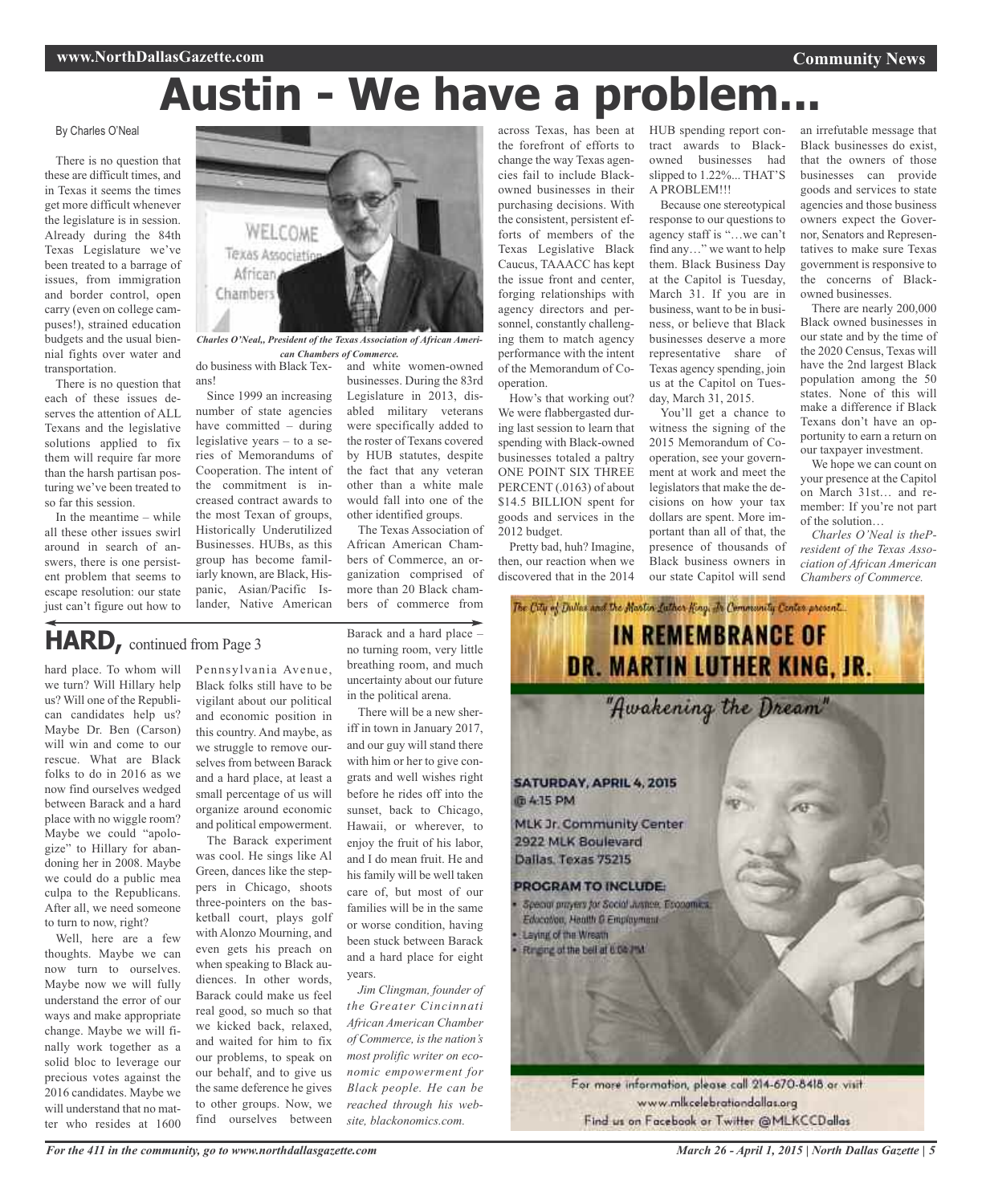# Austin - We have a problem...

By Charles O'Neal

There is no question that these are difficult times, and in Texas it seems the times get more difficult whenever the legislature is in session. Already during the 84th Texas Legislature we've been treated to a barrage of issues, from immigration and border control, open carry (even on college campuses!), strained education budgets and the usual biennial fights over water and transportation.

There is no question that each of these issues deserves the attention of ALL Texans and the legislative solutions applied to fix them will require far more than the harsh partisan posturing we've been treated to so far this session.

In the meantime – while all these other issues swirl around in search of answers, there is one persistent problem that seems to escape resolution: our state just can't figure out how to do business with Black Texans!

*Charles O'Neal,, President of the Texas Association of African American Chambers of Commerce.*

Since 1999 an increasing number of state agencies have committed – during legislative years – to a series of Memorandums of Cooperation. The intent of the commitment is increased contract awards to the most Texan of groups, Historically Underutilized Businesses. HUBs, as this group has become familiarly known, are Black, Hispanic, Asian/Pacific Islander, Native American and white women-owned businesses. During the 83rd Legislature in 2013, disabled military veterans were specifically added to the roster of Texans covered by HUB statutes, despite the fact that any veteran other than a white male would fall into one of the other identified groups.

The Texas Association of African American Chambers of Commerce, an organization comprised of more than 20 Black chambers of commerce from across Texas, has been at the forefront of efforts to change the way Texas agencies fail to include Black-owned businesses in their purchasing decisions. With the consistent, persistent efforts of members of the Texas Legislative Black Caucus, TAAACC has kept the issue front and center, forging relationships with agency directors and personnel, constantly challenging them to match agency performance with the intent of the Memorandum of Cooperation.

How's that working out? We were flabbergasted during last session to learn that spending with Black-owned businesses totaled a paltry ONE POINT SIX THREE PERCENT (.0163) of about $14.5 BILLION spent for goods and services in the 2012 budget.

Pretty bad, huh? Imagine, then, our reaction when we discovered that in the 2014 HUB spending report contract awards to Black-owned businesses had slipped to 1.22%... THAT'S A PROBLEM!!!

Because one stereotypical response to our questions to agency staff is "…we can't find any…" we want to help them. Black Business Day at the Capitol is Tuesday, March 31. If you are in business, want to be in business, or believe that Black businesses deserve a more representative share of Texas agency spending, join us at the Capitol on Tuesday, March 31, 2015.

You'll get a chance to witness the signing of the 2015 Memorandum of Cooperation, see your government at work and meet the legislators that make the decisions on how your tax dollars are spent. More important than all of that, the presence of thousands of Black business owners in our state Capitol will send an irrefutable message that Black businesses do exist, that the owners of those businesses can provide goods and services to state agencies and those business owners expect the Governor, Senators and Representatives to make sure Texas government is responsive to the concerns of Black-owned businesses.

There are nearly 200,000 Black owned businesses in our state and by the time of the 2020 Census, Texas will have the 2nd largest Black population among the 50 states. None of this will make a difference if Black Texans don't have an opportunity to earn a return on our taxpayer investment.

We hope we can count on your presence at the Capitol on March 31st… and remember: If you're not part of the solution…

*Charles O'Neal is theP-resident of the Texas Association of African American Chambers of Commerce.*

## HARD, continued from Page 3

hard place. To whom will we turn? Will Hillary help us? Will one of the Republican candidates help us? Maybe Dr. Ben (Carson) will win and come to our rescue. What are Black folks to do in 2016 as we now find ourselves wedged between Barack and a hard place with no wiggle room? Maybe we could "apologize" to Hillary for abandoning her in 2008. Maybe we could do a public mea culpa to the Republicans. After all, we need someone to turn to now, right?

Well, here are a few thoughts. Maybe we can now turn to ourselves. Maybe now we will fully understand the error of our ways and make appropriate change. Maybe we will finally work together as a solid bloc to leverage our precious votes against the 2016 candidates. Maybe we will understand that no matter who resides at 1600 Pennsylvania Avenue, Black folks still have to be vigilant about our political and economic position in this country. And maybe, as we struggle to remove ourselves from between Barack and a hard place, at least a small percentage of us will organize around economic and political empowerment.

The Barack experiment was cool. He sings like Al Green, dances like the steppers in Chicago, shoots three-pointers on the basketball court, plays golf with Alonzo Mourning, and even gets his preach on when speaking to Black audiences. In other words, Barack could make us feel real good, so much so that we kicked back, relaxed, and waited for him to fix our problems, to speak on our behalf, and to give us the same deference he gives to other groups. Now, we find ourselves between Barack and a hard place – no turning room, very little breathing room, and much uncertainty about our future in the political arena.

There will be a new sheriff in town in January 2017, and our guy will stand there with him or her to give congrats and well wishes right before he rides off into the sunset, back to Chicago, Hawaii, or wherever, to enjoy the fruit of his labor, and I do mean fruit. He and his family will be well taken care of, but most of our families will be in the same or worse condition, having been stuck between Barack and a hard place for eight years.

*Jim Clingman, founder of the Greater Cincinnati African American Chamber of Commerce, is the nation's most prolific writer on economic empowerment for Black people. He can be reached through his website, blackonomics.com.*

The City of Dallas and the Martin Luther King, Jr. Community Center present...

**IN REMEMBRANCE OF DR. MARTIN LUTHER KING, JR.**

"Awakening the Dream"

SATURDAY, APRIL 4, 2015
@ 4:15 PM

MLK Jr. Community Center
2922 MLK Boulevard
Dallas, Texas 75215

PROGRAM TO INCLUDE:
- Special prayers for Social Justice, Economics, Education, Health & Employment
- Laying of the Wreath
- Ringing of the bell at 6:04 PM

For more information, please call 214-670-8418 or visit www.mlkcelebrationdallas.org
Find us on Facebook or Twitter @MLKCCDallas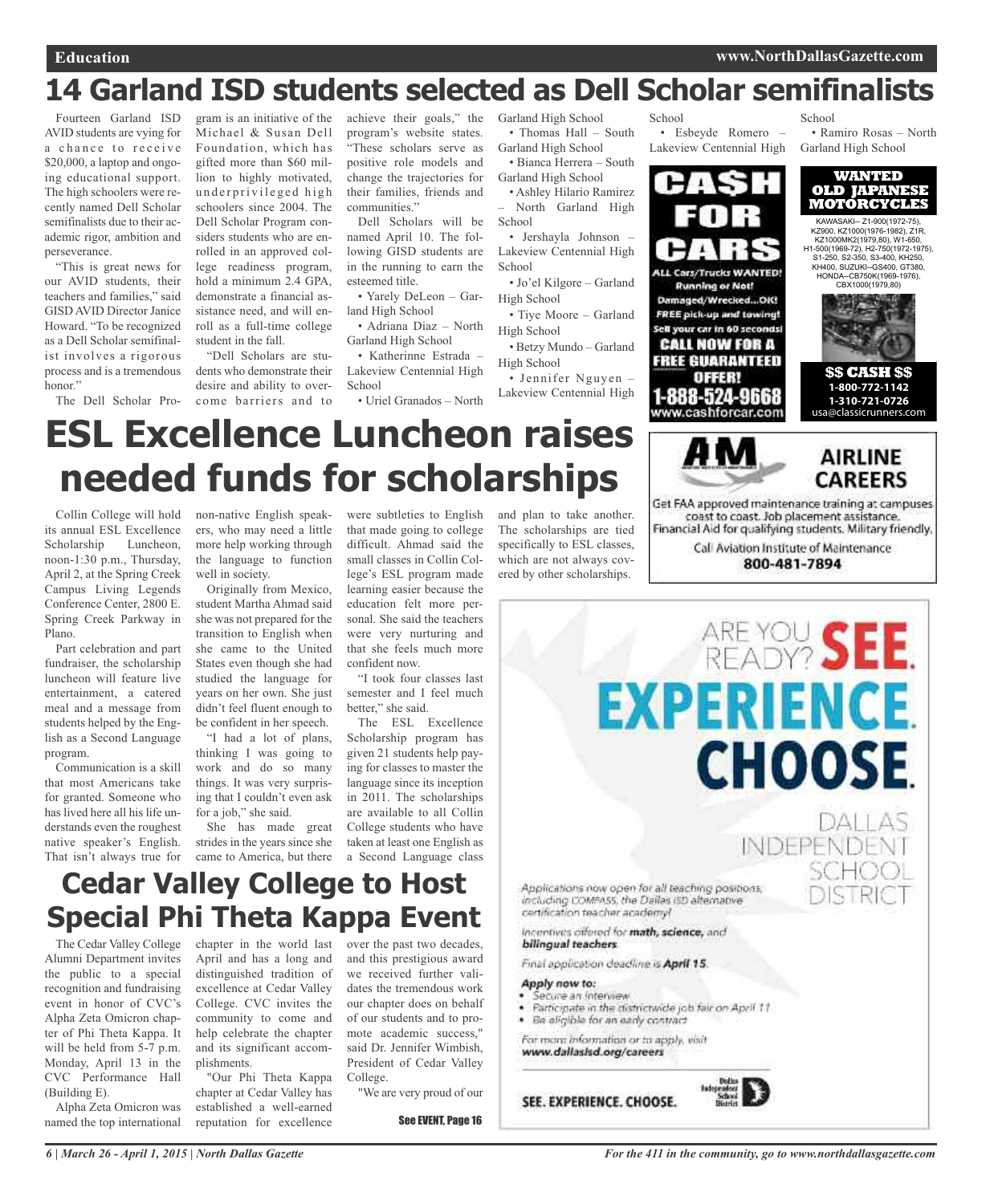# 14 Garland ISD students selected as Dell Scholar semifinalists

Fourteen Garland ISD AVID students are vying for a chance to receive $20,000, a laptop and ongoing educational support. The high schoolers were recently named Dell Scholar semifinalists due to their academic rigor, ambition and perseverance.

"This is great news for our AVID students, their teachers and families," said GISD AVID Director Janice Howard. "To be recognized as a Dell Scholar semifinalist involves a rigorous process and is a tremendous honor."

The Dell Scholar Program is an initiative of the Michael & Susan Dell Foundation, which has gifted more than $60 million to highly motivated, underprivileged high schoolers since 2004. The Dell Scholar Program considers students who are enrolled in an approved college readiness program, hold a minimum 2.4 GPA, demonstrate a financial assistance need, and will enroll as a full-time college student in the fall.

"Dell Scholars are students who demonstrate their desire and ability to overcome barriers and to achieve their goals," the program's website states. "These scholars serve as positive role models and change the trajectories for their families, friends and communities."

Dell Scholars will be named April 10. The following GISD students are in the running to earn the esteemed title.

- Yarely DeLeon – Garland High School
- Adriana Diaz – North Garland High School
- Katherinne Estrada – Lakeview Centennial High School
- Uriel Granados – North Garland High School
- Thomas Hall – South Garland High School
- Bianca Herrera – South Garland High School
- Ashley Hilario Ramirez – North Garland High School
- Jershayla Johnson – Lakeview Centennial High School
- Jo'el Kilgore – Garland High School
- Tiye Moore – Garland High School
- Betzy Mundo – Garland High School
- Jennifer Nguyen – Lakeview Centennial High School
- Esbeyde Romero – Lakeview Centennial High School
- Ramiro Rosas – North Garland High School

# ESL Excellence Luncheon raises needed funds for scholarships

Collin College will hold its annual ESL Excellence Scholarship Luncheon, noon-1:30 p.m., Thursday, April 2, at the Spring Creek Campus Living Legends Conference Center, 2800 E. Spring Creek Parkway in Plano.

Part celebration and part fundraiser, the scholarship luncheon will feature live entertainment, a catered meal and a message from students helped by the English as a Second Language program.

Communication is a skill that most Americans take for granted. Someone who has lived here all his life understands even the roughest native speaker's English. That isn't always true for non-native English speakers, who may need a little more help working through the language to function well in society.

Originally from Mexico, student Martha Ahmad said she was not prepared for the transition to English when she came to the United States even though she had studied the language for years on her own. She just didn't feel fluent enough to be confident in her speech.

"I had a lot of plans, thinking I was going to work and do so many things. It was very surprising that I couldn't even ask for a job," she said.

She has made great strides in the years since she came to America, but there were subtleties to English that made going to college difficult. Ahmad said the small classes in Collin College's ESL program made learning easier because the education felt more personal. She said the teachers were very nurturing and that she feels much more confident now.

"I took four classes last semester and I feel much better," she said.

The ESL Excellence Scholarship program has given 21 students help paying for classes to master the language since its inception in 2011. The scholarships are available to all Collin College students who have taken at least one English as a Second Language class and plan to take another. The scholarships are tied specifically to ESL classes, which are not always covered by other scholarships.

# Cedar Valley College to Host Special Phi Theta Kappa Event

The Cedar Valley College Alumni Department invites the public to a special recognition and fundraising event in honor of CVC's Alpha Zeta Omicron chapter of Phi Theta Kappa. It will be held from 5-7 p.m. Monday, April 13 in the CVC Performance Hall (Building E).

Alpha Zeta Omicron was named the top international chapter in the world last April and has a long and distinguished tradition of excellence at Cedar Valley College. CVC invites the community to come and help celebrate the chapter and its significant accomplishments.

"Our Phi Theta Kappa chapter at Cedar Valley has established a well-earned reputation for excellence over the past two decades, and this prestigious award we received further validates the tremendous work our chapter does on behalf of our students and to promote academic success," said Dr. Jennifer Wimbish, President of Cedar Valley College.

"We are very proud of our

See EVENT, Page 16

---

**CASH FOR CARS**

ALL Cars/Trucks WANTED! Running or Not! Damaged/Wrecked...OK! FREE pick-up and towing! Sell your car in 60 seconds! CALL NOW FOR A FREE GUARANTEED OFFER! 1-888-524-9668 www.cashforcar.com

**WANTED OLD JAPANESE MOTORCYCLES**

KAWASAKI-- Z1-900(1972-75), KZ900, KZ1000(1976-1982), Z1R, KZ1000MK2(1979,80), W1-650, H1-500(1969-72), H2-750(1972-1975), S1-250, S2-350, S3-400, KH250, KH400, SUZUKI--GS400, GT380, HONDA--CB750K(1969-1976), CBX1000(1979,80)

$$ CASH $$ 1-800-772-1142 1-310-721-0726 usa@classicrunners.com

**AIRLINE CAREERS**

Get FAA approved maintenance training at campuses coast to coast. Job placement assistance. Financial Aid for qualifying students. Military friendly. Call Aviation Institute of Maintenance 800-481-7894

**ARE YOU READY? SEE. EXPERIENCE. CHOOSE.**

DALLAS INDEPENDENT SCHOOL DISTRICT

Applications now open for all teaching positions, including COMPASS, the Dallas ISD alternative certification teacher academy!

Incentives offered for **math, science,** and **bilingual teachers**.

Final application deadline is **April 15**.

**Apply now to:**

- Secure an interview
- Participate in the districtwide job fair on April 11
- Be eligible for an early contract

For more information or to apply, visit **www.dallasisd.org/careers**

SEE. EXPERIENCE. CHOOSE.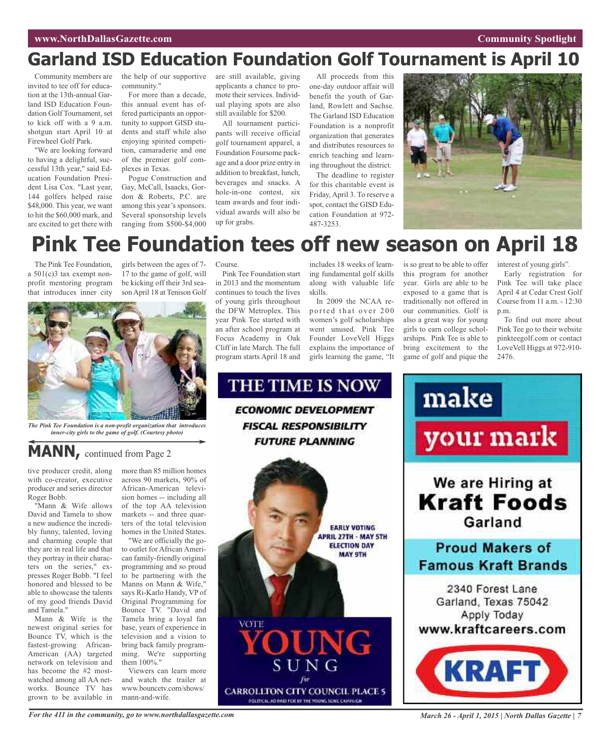# Garland ISD Education Foundation Golf Tournament is April 10

Community members are invited to tee off for education at the 13th-annual Garland ISD Education Foundation Golf Tournament, set to kick off with a 9 a.m. shotgun start April 10 at Firewheel Golf Park.

"We are looking forward to having a delightful, successful 13th year," said Education Foundation President Lisa Cox. "Last year, 144 golfers helped raise $48,000. This year, we want to hit the $60,000 mark, and are excited to get there with the help of our supportive community."

For more than a decade, this annual event has offered participants an opportunity to support GISD students and staff while also enjoying spirited competition, camaraderie and one of the premier golf complexes in Texas.

Pogue Construction and Gay, McCall, Isaacks, Gordon & Roberts, P.C. are among this year's sponsors. Several sponsorship levels ranging from $500-$4,000 are still available, giving applicants a chance to promote their services. Individual playing spots are also still available for $200.

All tournament participants will receive official golf tournament apparel, a Foundation Foursome package and a door prize entry in addition to breakfast, lunch, beverages and snacks. A hole-in-one contest, six team awards and four individual awards will also be up for grabs.

All proceeds from this one-day outdoor affair will benefit the youth of Garland, Rowlett and Sachse. The Garland ISD Education Foundation is a nonprofit organization that generates and distributes resources to enrich teaching and learning throughout the district.

The deadline to register for this charitable event is Friday, April 3. To reserve a spot, contact the GISD Education Foundation at 972-487-3253.

# Pink Tee Foundation tees off new season on April 18

The Pink Tee Foundation, a 501(c)3 tax exempt nonprofit mentoring program that introduces inner city girls between the ages of 7-17 to the game of golf, will be kicking off their 3rd season April 18 at Tenison Golf Course.

*The Pink Tee Foundation is a non-profit organization that introduces inner-city girls to the game of golf. (Courtesy photo)*

Pink Tee Foundation start in 2013 and the momentum continues to touch the lives of young girls throughout the DFW Metroplex. This year Pink Tee started with an after school program at Focus Academy in Oak Cliff in late March. The full program starts April 18 and includes 18 weeks of learning fundamental golf skills along with valuable life skills.

In 2009 the NCAA reported that over 200 women's golf scholarships went unused. Pink Tee Founder LoveVell Higgs explains the importance of girls learning the game, "It is so great to be able to offer this program for another year. Girls are able to be exposed to a game that is traditionally not offered in our communities. Golf is also a great way for young girls to earn college scholarships. Pink Tee is able to bring excitement to the game of golf and pique the interest of young girls".

Early registration for Pink Tee will take place April 4 at Cedar Crest Golf Course from 11 a.m. - 12:30 p.m.

To find out more about Pink Tee go to their website pinkteegolf.com or contact LoveVell Higgs at 972-910-2476.

## MANN, continued from Page 2

tive producer credit, along with co-creator, executive producer and series director Roger Bobb.

"Mann & Wife allows David and Tamela to show a new audience the incredibly funny, talented, loving and charming couple that they are in real life and that they portray in their characters on the series," expresses Roger Bobb. "I feel honored and blessed to be able to showcase the talents of my good friends David and Tamela."

Mann & Wife is the newest original series for Bounce TV, which is the fastest-growing African-American (AA) targeted network on television and has become the #2 most-watched among all AA networks. Bounce TV has grown to be available in more than 85 million homes across 90 markets, 90% of African-American television homes -- including all of the top AA television markets -- and three quarters of the total television homes in the United States.

"We are officially the go-to outlet for African American family-friendly original programming and so proud to be partnering with the Manns on Mann & Wife," says Ri-Karlo Handy, VP of Original Programming for Bounce TV. "David and Tamela bring a loyal fan base, years of experience in television and a vision to bring back family programming. We're supporting them 100%."

Viewers can learn more and watch the trailer at www.bouncetv.com/shows/mann-and-wife.

**THE TIME IS NOW**

ECONOMIC DEVELOPMENT
FISCAL RESPONSIBILITY
FUTURE PLANNING

EARLY VOTING APRIL 27TH - MAY 5TH
ELECTION DAY MAY 9TH

VOTE **YOUNG SUNG** for CARROLLTON CITY COUNCIL PLACE 5

POLITICAL AD PAID FOR BY THE YOUNG SUNG CAMPAIGN

**make your mark**

We are Hiring at **Kraft Foods** Garland

Proud Makers of Famous Kraft Brands

2340 Forest Lane
Garland, Texas 75042
Apply Today
www.kraftcareers.com

KRAFT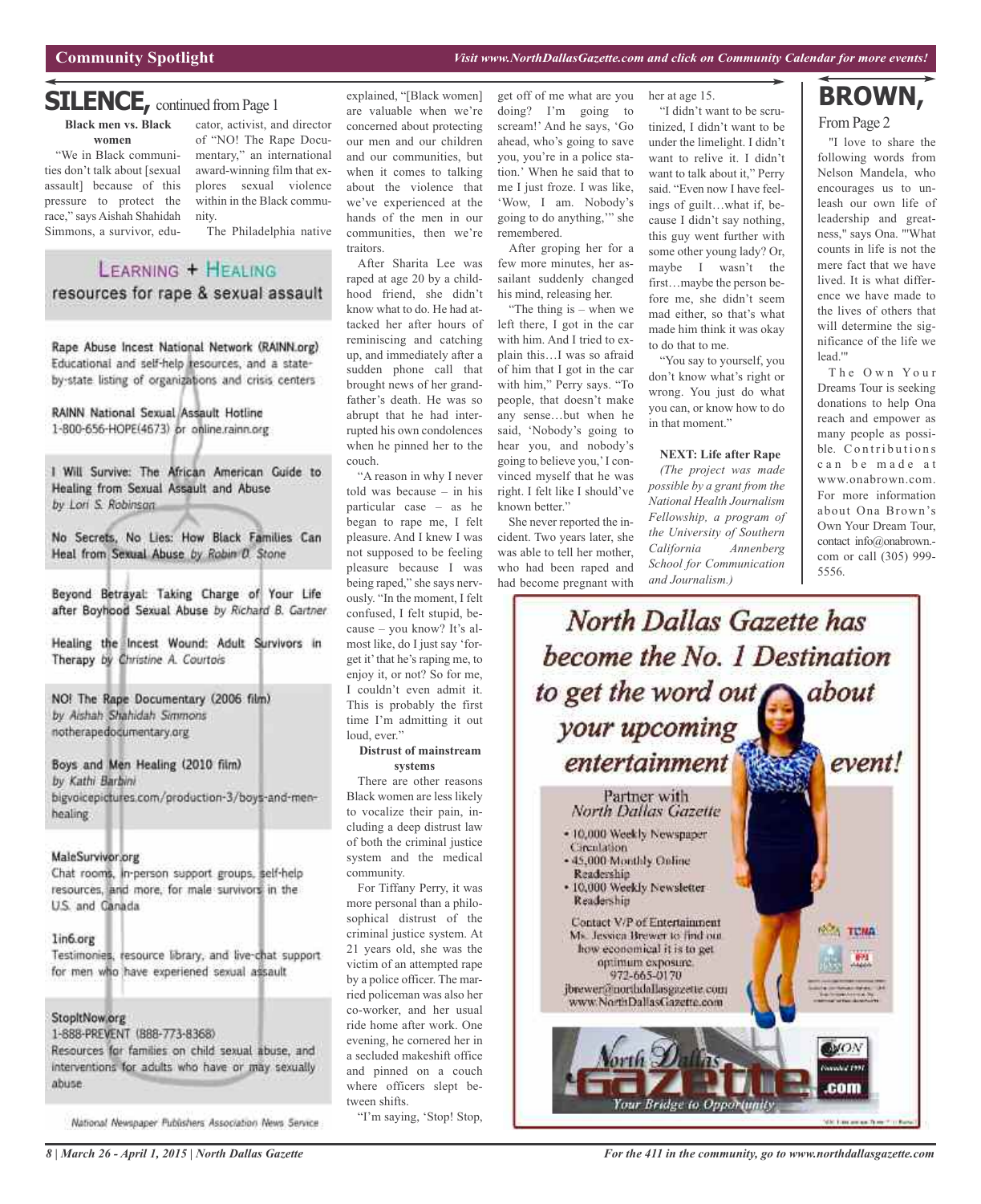# SILENCE, continued from Page 1

### Black men vs. Black women

"We in Black communities don't talk about [sexual assault] because of this pressure to protect the race," says Aishah Shahidah Simmons, a survivor, educator, activist, and director of "NO! The Rape Documentary," an international award-winning film that explores sexual violence within in the Black community.

The Philadelphia native explained, "[Black women] are valuable when we're concerned about protecting our men and our children and our communities, but when it comes to talking about the violence that we've experienced at the hands of the men in our communities, then we're traitors.

After Sharita Lee was raped at age 20 by a childhood friend, she didn't know what to do. He had attacked her after hours of reminiscing and catching up, and immediately after a sudden phone call that brought news of her grandfather's death. He was so abrupt that he had interrupted his own condolences when he pinned her to the couch.

"A reason in why I never told was because – in his particular case – as he began to rape me, I felt pleasure. And I knew I was not supposed to be feeling pleasure because I was being raped," she says nervously. "In the moment, I felt confused, I felt stupid, because – you know? It's almost like, do I just say 'forget it' that he's raping me, to enjoy it, or not? So for me, I couldn't even admit it. This is probably the first time I'm admitting it out loud, ever."

### Distrust of mainstream systems

There are other reasons Black women are less likely to vocalize their pain, including a deep distrust law of both the criminal justice system and the medical community.

For Tiffany Perry, it was more personal than a philosophical distrust of the criminal justice system. At 21 years old, she was the victim of an attempted rape by a police officer. The married policeman was also her co-worker, and her usual ride home after work. One evening, he cornered her in a secluded makeshift office and pinned on a couch where officers slept between shifts.

"I'm saying, 'Stop! Stop, get off of me what are you doing? I'm going to scream!' And he says, 'Go ahead, who's going to save you, you're in a police station.' When he said that to me I just froze. I was like, 'Wow, I am. Nobody's going to do anything,'" she remembered.

After groping her for a few more minutes, her assailant suddenly changed his mind, releasing her.

"The thing is – when we left there, I got in the car with him. And I tried to explain this…I was so afraid of him that I got in the car with him," Perry says. "To people, that doesn't make any sense…but when he said, 'Nobody's going to hear you, and nobody's going to believe you,' I convinced myself that he was right. I felt like I should've known better."

She never reported the incident. Two years later, she was able to tell her mother, who had been raped and had become pregnant with her at age 15.

"I didn't want to be scrutinized, I didn't want to be under the limelight. I didn't want to relive it. I didn't want to talk about it," Perry said. "Even now I have feelings of guilt…what if, because I didn't say nothing, this guy went further with some other young lady? Or, maybe I wasn't the first…maybe the person before me, she didn't seem mad either, so that's what made him think it was okay to do that to me.

"You say to yourself, you don't know what's right or wrong. You just do what you can, or know how to do in that moment."

**NEXT: Life after Rape**

*(The project was made possible by a grant from the National Health Journalism Fellowship, a program of the University of Southern California Annenberg School for Communication and Journalism.)*

---

## Learning + Healing
### resources for rape & sexual assault

**Rape Abuse Incest National Network (RAINN.org)**
Educational and self-help resources, and a state-by-state listing of organizations and crisis centers

**RAINN National Sexual Assault Hotline**
1-800-656-HOPE(4673) or online.rainn.org

**I Will Survive: The African American Guide to Healing from Sexual Assault and Abuse** *by Lori S. Robinson*

**No Secrets, No Lies: How Black Families Can Heal from Sexual Abuse** *by Robin D. Stone*

**Beyond Betrayal: Taking Charge of Your Life after Boyhood Sexual Abuse** *by Richard B. Gartner*

**Healing the Incest Wound: Adult Survivors in Therapy** *by Christine A. Courtois*

**NO! The Rape Documentary (2006 film)**
*by Aishah Shahidah Simmons*
notherapedocumentary.org

**Boys and Men Healing (2010 film)**
*by Kathi Barbini*
bigvoicepictures.com/production-3/boys-and-men-healing

**MaleSurvivor.org**
Chat rooms, in-person support groups, self-help resources, and more, for male survivors in the U.S. and Canada

**1in6.org**
Testimonies, resource library, and live-chat support for men who have experienced sexual assault

**StopItNow.org**
1-888-PREVENT (888-773-8368)
Resources for families on child sexual abuse, and interventions for adults who have or may sexually abuse

National Newspaper Publishers Association News Service

---

# BROWN, From Page 2

"I love to share the following words from Nelson Mandela, who encourages us to unleash our own life of leadership and greatness," says Ona. "'What counts in life is not the mere fact that we have lived. It is what difference we have made to the lives of others that will determine the significance of the life we lead.'"

The Own Your Dreams Tour is seeking donations to help Ona reach and empower as many people as possible. Contributions can be made at www.onabrown.com. For more information about Ona Brown's Own Your Dream Tour, contact info@onabrown.com or call (305) 999-5556.

---

## North Dallas Gazette has become the No. 1 Destination to get the word out about your upcoming entertainment event!

Partner with North Dallas Gazette

- 10,000 Weekly Newspaper Circulation
- 45,000 Monthly Online Readership
- 10,000 Weekly Newsletter Readership

Contact V/P of Entertainment Ms. Jessica Brewer to find out how economical it is to get optimum exposure.
972-665-0170
jbrewer@northdallasgazette.com
www.NorthDallasGazette.com

North Dallas Gazette — Your Bridge to Opportunity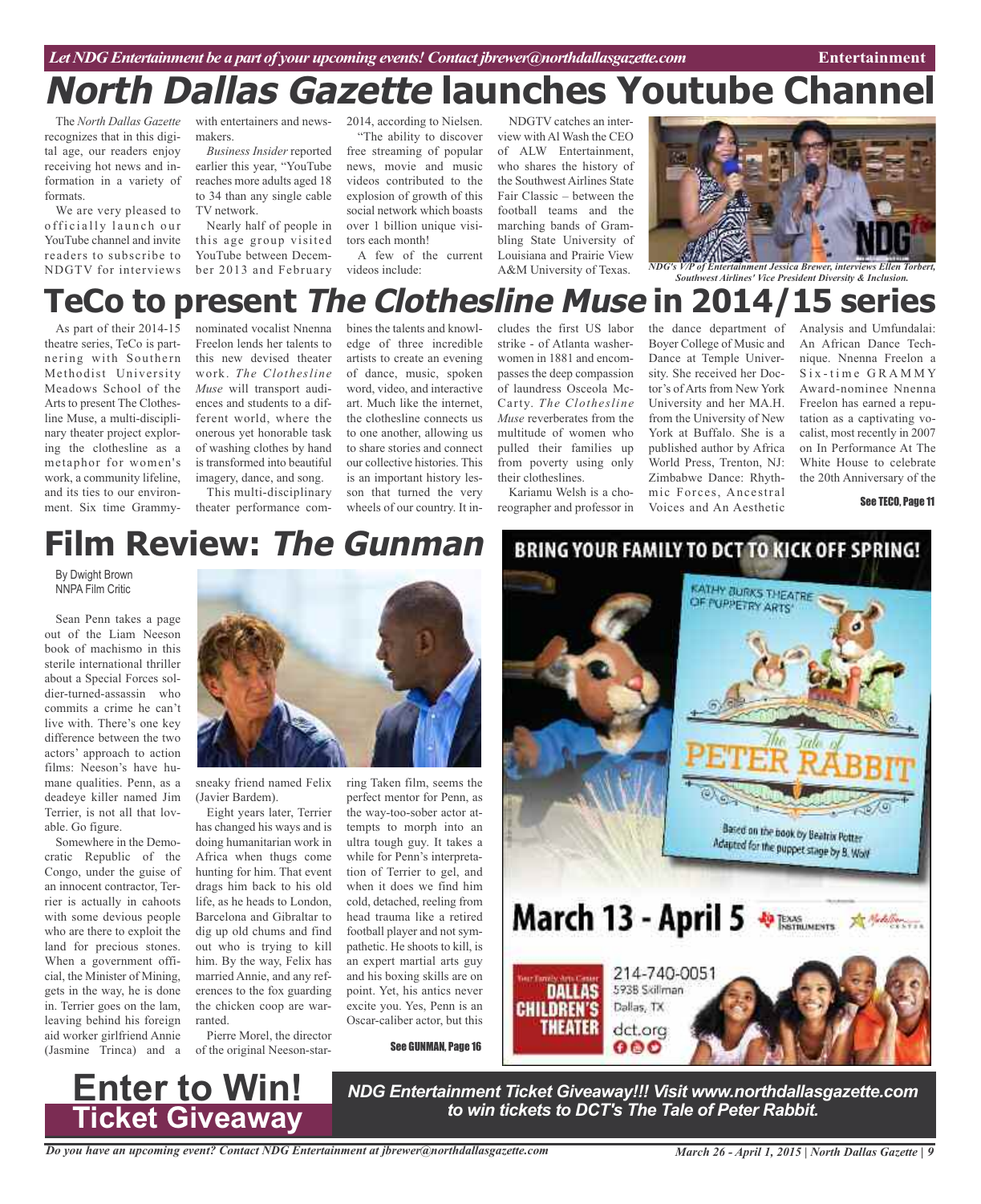Let NDG Entertainment be a part of your upcoming events! Contact jbrewer@northdallasgazette.com

# *North Dallas Gazette* launches Youtube Channel

The *North Dallas Gazette* recognizes that in this digital age, our readers enjoy receiving hot news and information in a variety of formats.

We are very pleased to officially launch our YouTube channel and invite readers to subscribe to NDGTV for interviews with entertainers and newsmakers.

*Business Insider* reported earlier this year, "YouTube reaches more adults aged 18 to 34 than any single cable TV network.

Nearly half of people in this age group visited YouTube between December 2013 and February 2014, according to Nielsen.

"The ability to discover free streaming of popular news, movie and music videos contributed to the explosion of growth of this social network which boasts over 1 billion unique visitors each month!

A few of the current videos include:

NDGTV catches an interview with Al Wash the CEO of ALW Entertainment, who shares the history of the Southwest Airlines State Fair Classic – between the football teams and the marching bands of Grambling State University of Louisiana and Prairie View A&M University of Texas.

*NDG's V/P of Entertainment Jessica Brewer, interviews Ellen Torbert, Southwest Airlines' Vice President Diversity & Inclusion.*

# TeCo to present *The Clothesline Muse* in 2014/15 series

As part of their 2014-15 theatre series, TeCo is partnering with Southern Methodist University Meadows School of the Arts to present The Clothesline Muse, a multi-disciplinary theater project exploring the clothesline as a metaphor for women's work, a community lifeline, and its ties to our environment. Six time Grammy-nominated vocalist Nnenna Freelon lends her talents to this new devised theater work. *The Clothesline Muse* will transport audiences and students to a different world, where the onerous yet honorable task of washing clothes by hand is transformed into beautiful imagery, dance, and song.

This multi-disciplinary theater performance combines the talents and knowledge of three incredible artists to create an evening of dance, music, spoken word, video, and interactive art. Much like the internet, the clothesline connects us to one another, allowing us to share stories and connect our collective histories. This is an important history lesson that turned the very wheels of our country. It includes the first US labor strike - of Atlanta washerwomen in 1881 and encompasses the deep compassion of laundress Osceola McCarty. *The Clothesline Muse* reverberates from the multitude of women who pulled their families up from poverty using only their clotheslines.

Kariamu Welsh is a choreographer and professor in the dance department of Boyer College of Music and Dance at Temple University. She received her Doctor's of Arts from New York University and her MA.H. from the University of New York at Buffalo. She is a published author by Africa World Press, Trenton, NJ: Zimbabwe Dance: Rhythmic Forces, Ancestral Voices and An Aesthetic Analysis and Umfundalai: An African Dance Technique. Nnenna Freelon a Six-time GRAMMY Award-nominee Nnenna Freelon has earned a reputation as a captivating vocalist, most recently in 2007 on In Performance At The White House to celebrate the 20th Anniversary of the

See TECO, Page 11

# Film Review: *The Gunman*

By Dwight Brown
NNPA Film Critic

Sean Penn takes a page out of the Liam Neeson book of machismo in this sterile international thriller about a Special Forces soldier-turned-assassin who commits a crime he can't live with. There's one key difference between the two actors' approach to action films: Neeson's have humane qualities. Penn, as a deadeye killer named Jim Terrier, is not all that lovable. Go figure.

Somewhere in the Democratic Republic of the Congo, under the guise of an innocent contractor, Terrier is actually in cahoots with some devious people who are there to exploit the land for precious stones. When a government official, the Minister of Mining, gets in the way, he is done in. Terrier goes on the lam, leaving behind his foreign aid worker girlfriend Annie (Jasmine Trinca) and a sneaky friend named Felix (Javier Bardem).

Eight years later, Terrier has changed his ways and is doing humanitarian work in Africa when thugs come hunting for him. That event drags him back to his old life, as he heads to London, Barcelona and Gibraltar to dig up old chums and find out who is trying to kill him. By the way, Felix has married Annie, and any references to the fox guarding the chicken coop are warranted.

Pierre Morel, the director of the original Neeson-starring Taken film, seems the perfect mentor for Penn, as the way-too-sober actor attempts to morph into an ultra tough guy. It takes a while for Penn's interpretation of Terrier to gel, and when it does we find him cold, detached, reeling from head trauma like a retired football player and not sympathetic. He shoots to kill, is an expert martial arts guy and his boxing skills are on point. Yet, his antics never excite you. Yes, Penn is an Oscar-caliber actor, but this

See GUNMAN, Page 16

BRING YOUR FAMILY TO DCT TO KICK OFF SPRING!

KATHY BURKS THEATRE OF PUPPETRY ARTS

The Tale of PETER RABBIT

Based on the book by Beatrix Potter
Adapted for the puppet stage by B. Wolf

March 13 - April 5

Texas Instruments

Your Family Arts Center DALLAS CHILDREN'S THEATER

214-740-0051
5938 Skillman
Dallas, TX
dct.org

## Enter to Win! Ticket Giveaway

**NDG Entertainment Ticket Giveaway!!! Visit www.northdallasgazette.com to win tickets to DCT's The Tale of Peter Rabbit.**

Do you have an upcoming event? Contact NDG Entertainment at jbrewer@northdallasgazette.com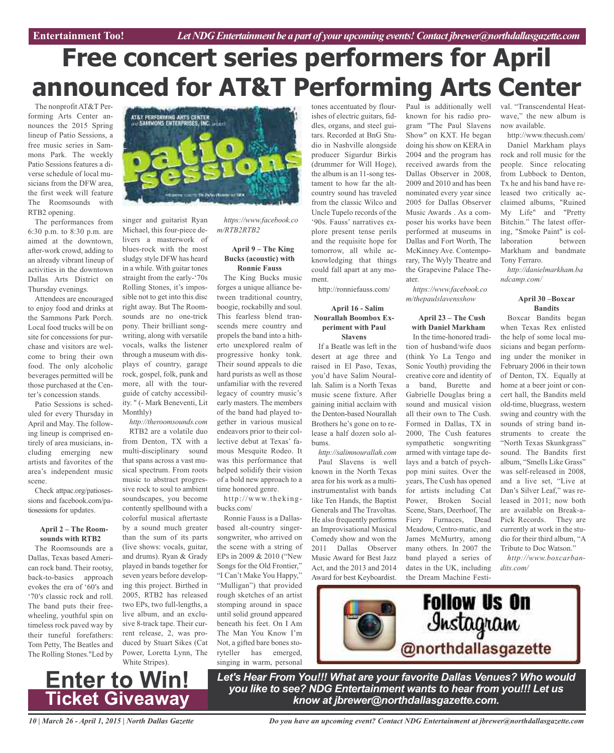# Free concert series performers for April announced for AT&T Performing Arts Center

The nonprofit AT&T Performing Arts Center announces the 2015 Spring lineup of Patio Sessions, a free music series in Sammons Park. The weekly Patio Sessions features a diverse schedule of local musicians from the DFW area, the first week will feature The Roomsounds with RTB2 opening.

The performances from 6:30 p.m. to 8:30 p.m. are aimed at the downtown, after-work crowd, adding to an already vibrant lineup of activities in the downtown Dallas Arts District on Thursday evenings.

Attendees are encouraged to enjoy food and drinks at the Sammons Park Porch. Local food trucks will be on site for concessions for purchase and visitors are welcome to bring their own food. The only alcoholic beverages permitted will be those purchased at the Center's concession stands.

Patio Sessions is scheduled for every Thursday in April and May. The following lineup is comprised entirely of area musicians, including emerging new artists and favorites of the area's independent music scene.

Check attpac.org/patiosessions and facebook.com/patiosessions for updates.

**April 2 – The Roomsounds with RTB2**

The Roomsounds are a Dallas, Texas based American rock band. Their rootsy, back-to-basics approach evokes the era of '60's and '70's classic rock and roll. The band puts their free-wheeling, youthful spin on timeless rock paved way by their tuneful forefathers: Tom Petty, The Beatles and The Rolling Stones."Led by singer and guitarist Ryan Michael, this four-piece delivers a masterwork of blues-rock with the most sludgy style DFW has heard in a while. With guitar tones straight from the early-'70s Rolling Stones, it's impossible not to get into this disc right away. But The Roomsounds are no one-trick pony. Their brilliant songwriting, along with versatile vocals, walks the listener through a museum with displays of country, garage rock, gospel, folk, punk and more, all with the tour-guide of catchy accessibility. " (- Mark Beneventi, Lit Monthly)

*http://theroomsounds.com*

RTB2 are a volatile duo from Denton, TX with a multi-disciplinary sound that spans across a vast musical spectrum. From roots music to abstract progressive rock to soul to ambient soundscapes, you become contently spellbound with a colorful musical aftertaste by a sound much greater than the sum of its parts (live shows: vocals, guitar, and drums). Ryan & Grady played in bands together for seven years before developing this project. Birthed in 2005, RTB2 has released two EPs, two full-lengths, a live album, and an exclusive 8-track tape. Their current release, 2, was produced by Stuart Sikes (Cat Power, Loretta Lynn, The White Stripes).

*https://www.facebook.com/RTB2RTB2*

**April 9 – The King Bucks (acoustic) with Ronnie Fauss**

The King Bucks music forges a unique alliance between traditional country, boogie, rockabilly and soul. This fearless blend transcends mere country and propels the band into a hitherto unexplored realm of progressive honky tonk. Their sound appeals to die hard purists as well as those unfamiliar with the revered legacy of country music's early masters. The members of the band had played together in various musical endeavors prior to their collective debut at Texas' famous Mesquite Rodeo. It was this performance that helped solidify their vision of a bold new approach to a time honored genre.

http://www.thekingbucks.com/

Ronnie Fauss is a Dallas-based alt-country singer-songwriter, who arrived on the scene with a string of EPs in 2009 & 2010 ("New Songs for the Old Frontier," "I Can't Make You Happy," "Mulligan") that provided rough sketches of an artist stomping around in space until solid ground appeared beneath his feet. On I Am The Man You Know I'm Not, a gifted bare bones storyteller has emerged, singing in warm, personal tones accentuated by flourishes of electric guitars, fiddles, organs, and steel guitars. Recorded at BnG Studio in Nashville alongside producer Sigurdur Birkis (drummer for Will Hoge), the album is an 11-song testament to how far the alt-country sound has traveled from the classic Wilco and Uncle Tupelo records of the '90s. Fauss' narratives explore present tense perils and the requisite hope for tomorrow, all while acknowledging that things could fall apart at any moment.

http://ronniefauss.com/

**April 16 - Salim Nourallah Boombox Experiment with Paul Slavens**

If a Beatle was left in the desert at age three and raised in El Paso, Texas, you'd have Salim Nourallah. Salim is a North Texas music scene fixture. After gaining initial acclaim with the Denton-based Nourallah Brothers he's gone on to release a half dozen solo albums.

*http://salimnourallah.com*

Paul Slavens is well known in the North Texas area for his work as a multi-instrumentalist with bands like Ten Hands, the Baptist Generals and The Travoltas. He also frequently performs an Improvisational Musical Comedy show and won the 2011 Dallas Observer Music Award for Best Jazz Act, and the 2013 and 2014 Award for best Keyboardist. Paul is additionally well known for his radio program "The Paul Slavens Show" on KXT. He began doing his show on KERA in 2004 and the program has received awards from the Dallas Observer in 2008, 2009 and 2010 and has been nominated every year since 2005 for Dallas Observer Music Awards . As a composer his works have been performed at museums in Dallas and Fort Worth, The McKinney Ave. Contemporary, The Wyly Theatre and the Grapevine Palace Theater.

*https://www.facebook.com/thepaulslavensshow*

**April 23 – The Cush with Daniel Markham**

In the time-honored tradition of husband/wife duos (think Yo La Tengo and Sonic Youth) providing the creative core and identity of a band, Burette and Gabrielle Douglas bring a sound and musical vision all their own to The Cush. Formed in Dallas, TX in 2000, The Cush features sympathetic songwriting armed with vintage tape delays and a batch of psych-pop mini suites. Over the years, The Cush has opened for artists including Cat Power, Broken Social Scene, Stars, Deerhoof, The Fiery Furnaces, Dead Meadow, Centro-matic, and James McMurtry, among many others. In 2007 the band played a series of dates in the UK, including the Dream Machine Festival. "Transcendental Heatwave," the new album is now available.

http://www.thecush.com/

Daniel Markham plays rock and roll music for the people. Since relocating from Lubbock to Denton, Tx he and his band have released two critically acclaimed albums, "Ruined My Life" and "Pretty Bitchin." The latest offering, "Smoke Paint" is collaboration between Markham and bandmate Tony Ferraro.

*http://danielmarkham.bandcamp.com/*

**April 30 –Boxcar Bandits**

Boxcar Bandits began when Texas Rex enlisted the help of some local musicians and began performing under the moniker in February 2006 in their town of Denton, TX. Equally at home at a beer joint or concert hall, the Bandits meld old-time, bluegrass, western swing and country with the sounds of string band instruments to create the "North Texas Skunkgrass" sound. The Bandits first album, "Smells Like Grass" was self-released in 2008, and a live set, "Live at Dan's Silver Leaf," was released in 2011; now both are available on Break-a-Pick Records. They are currently at work in the studio for their third album, "A Tribute to Doc Watson."

*http://www.boxcarbandits.com/*

**Follow Us On Instagram @northdallasgazette**

**Enter to Win! Ticket Giveaway**

***Let's Hear From You!!! What are your favorite Dallas Venues? Who would you like to see? NDG Entertainment wants to hear from you!!! Let us know at jbrewer@northdallasgazette.com.***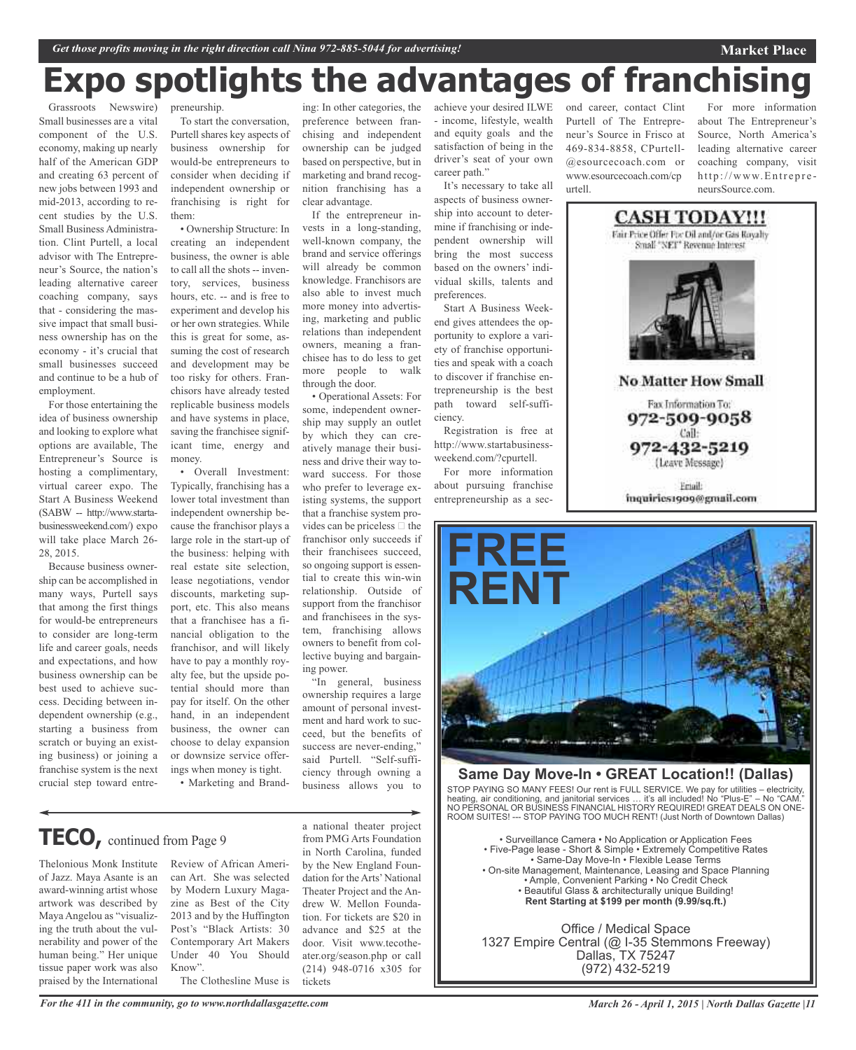# Expo spotlights the advantages of franchising

Grassroots Newswire) Small businesses are a vital component of the U.S. economy, making up nearly half of the American GDP and creating 63 percent of new jobs between 1993 and mid-2013, according to recent studies by the U.S. Small Business Administration. Clint Purtell, a local advisor with The Entrepreneur's Source, the nation's leading alternative career coaching company, says that - considering the massive impact that small business ownership has on the economy - it's crucial that small businesses succeed and continue to be a hub of employment.

For those entertaining the idea of business ownership and looking to explore what options are available, The Entrepreneur's Source is hosting a complimentary, virtual career expo. The Start A Business Weekend (SABW -- http://www.startabusinessweekend.com/) expo will take place March 26-28, 2015.

Because business ownership can be accomplished in many ways, Purtell says that among the first things for would-be entrepreneurs to consider are long-term life and career goals, needs and expectations, and how business ownership can be best used to achieve success. Deciding between independent ownership (e.g., starting a business from scratch or buying an existing business) or joining a franchise system is the next crucial step toward entrepreneurship.

To start the conversation, Purtell shares key aspects of business ownership for would-be entrepreneurs to consider when deciding if independent ownership or franchising is right for them:

• Ownership Structure: In creating an independent business, the owner is able to call all the shots -- inventory, services, business hours, etc. -- and is free to experiment and develop his or her own strategies. While this is great for some, assuming the cost of research and development may be too risky for others. Franchisors have already tested replicable business models and have systems in place, saving the franchisee significant time, energy and money.

• Overall Investment: Typically, franchising has a lower total investment than independent ownership because the franchisor plays a large role in the start-up of the business: helping with real estate site selection, lease negotiations, vendor discounts, marketing support, etc. This also means that a franchisee has a financial obligation to the franchisor, and will likely have to pay a monthly royalty fee, but the upside potential should more than pay for itself. On the other hand, in an independent business, the owner can choose to delay expansion or downsize service offerings when money is tight.

• Marketing and Branding: In other categories, the preference between franchising and independent ownership can be judged based on perspective, but in marketing and brand recognition franchising has a clear advantage.

If the entrepreneur invests in a long-standing, well-known company, the brand and service offerings will already be common knowledge. Franchisors are also able to invest much more money into advertising, marketing and public relations than independent owners, meaning a franchisee has to do less to get more people to walk through the door.

• Operational Assets: For some, independent ownership may supply an outlet by which they can creatively manage their business and drive their way toward success. For those who prefer to leverage existing systems, the support that a franchise system provides can be priceless  the franchisor only succeeds if their franchisees succeed, so ongoing support is essential to create this win-win relationship. Outside of support from the franchisor and franchisees in the system, franchising allows owners to benefit from collective buying and bargaining power.

"In general, business ownership requires a large amount of personal investment and hard work to succeed, but the benefits of success are never-ending," said Purtell. "Self-sufficiency through owning a business allows you to achieve your desired ILWE - income, lifestyle, wealth and equity goals and the satisfaction of being in the driver's seat of your own career path."

It's necessary to take all aspects of business ownership into account to determine if franchising or independent ownership will bring the most success based on the owners' individual skills, talents and preferences.

Start A Business Weekend gives attendees the opportunity to explore a variety of franchise opportunities and speak with a coach to discover if franchise entrepreneurship is the best path toward self-sufficiency.

Registration is free at http://www.startabusinessweekend.com/?cpurtell.

For more information about pursuing franchise entrepreneurship as a second career, contact Clint Purtell of The Entrepreneur's Source in Frisco at 469-834-8858, CPurtell@esourcecoach.com or www.esourcecoach.com/cpurtell.

For more information about The Entrepreneur's Source, North America's leading alternative career coaching company, visit http://www.EntrepreneursSource.com.

**CASH TODAY!!!**

Fair Price Offer For Oil and/or Gas Royalty Small "NET" Revenue Interest

**No Matter How Small**

Fax Information To: **972-509-9058**

Call: **972-432-5219** (Leave Message)

Email: inquiries1909@gmail.com

# FREE RENT

**Same Day Move-In • GREAT Location!! (Dallas)**

STOP PAYING SO MANY FEES! Our rent is FULL SERVICE. We pay for utilities – electricity, heating, air conditioning, and janitorial services … it's all included! No "Plus-E" – No "CAM." NO PERSONAL OR BUSINESS FINANCIAL HISTORY REQUIRED! GREAT DEALS ON ONE-ROOM SUITES! --- STOP PAYING TOO MUCH RENT! (Just North of Downtown Dallas)

• Surveillance Camera • No Application or Application Fees
• Five-Page lease - Short & Simple • Extremely Competitive Rates
• Same-Day Move-In • Flexible Lease Terms
• On-site Management, Maintenance, Leasing and Space Planning
• Ample, Convenient Parking • No Credit Check
• Beautiful Glass & architecturally unique Building!
**Rent Starting at $199 per month (9.99/sq.ft.)**

Office / Medical Space
1327 Empire Central (@ I-35 Stemmons Freeway)
Dallas, TX 75247
(972) 432-5219

## TECO, continued from Page 9

Thelonious Monk Institute of Jazz. Maya Asante is an award-winning artist whose artwork was described by Maya Angelou as "visualizing the truth about the vulnerability and power of the human being." Her unique tissue paper work was also praised by the International Review of African American Art. She was selected by Modern Luxury Magazine as Best of the City 2013 and by the Huffington Post's "Black Artists: 30 Contemporary Art Makers Under 40 You Should Know".

The Clothesline Muse is a national theater project from PMG Arts Foundation in North Carolina, funded by the New England Foundation for the Arts' National Theater Project and the Andrew W. Mellon Foundation. For tickets are $20 in advance and $25 at the door. Visit www.tecotheater.org/season.php or call (214) 948-0716 x305 for tickets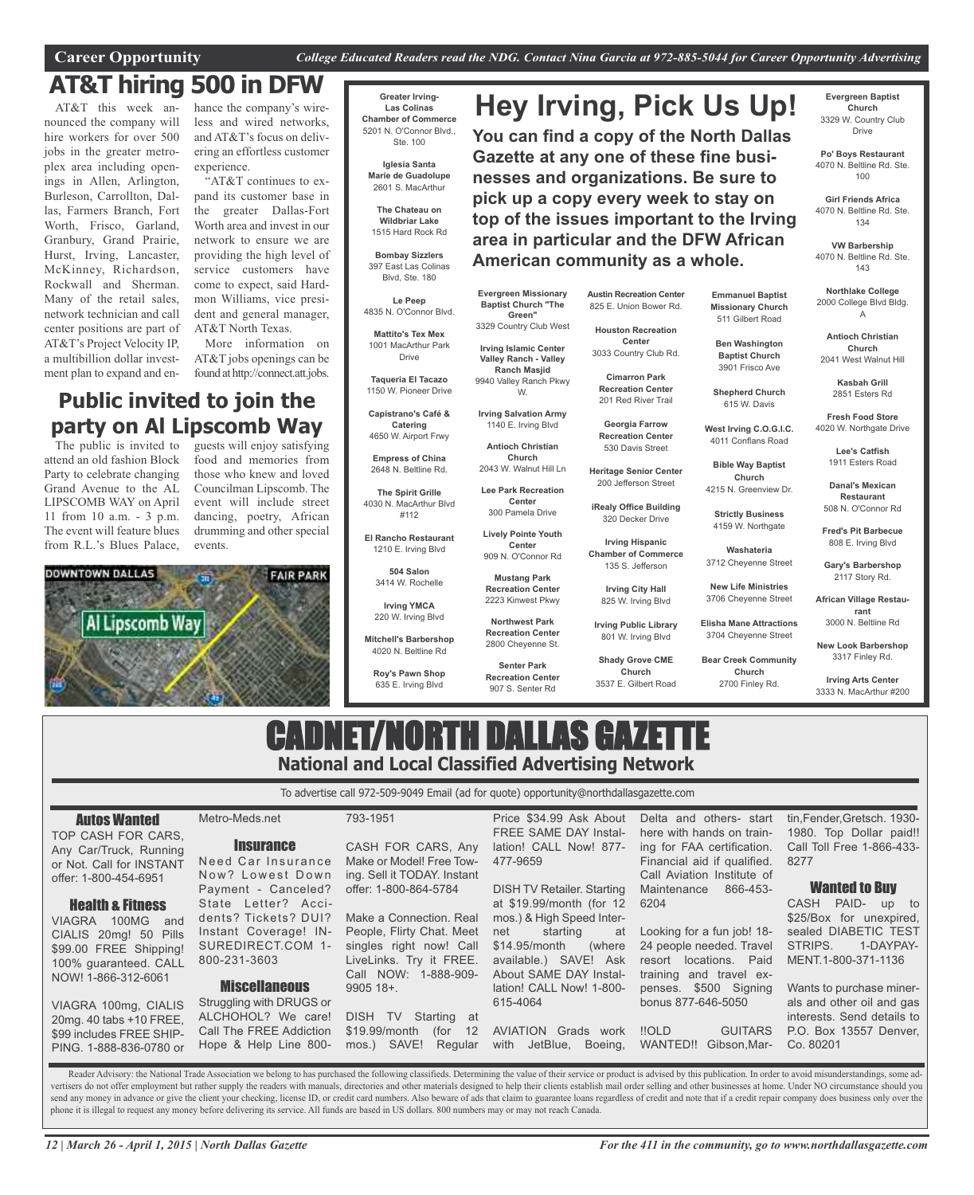Career Opportunity — *College Educated Readers read the NDG. Contact Nina Garcia at 972-885-5044 for Career Opportunity Advertising*

# AT&T hiring 500 in DFW

AT&T this week announced the company will hire workers for over 500 jobs in the greater metroplex area including openings in Allen, Arlington, Burleson, Carrollton, Dallas, Farmers Branch, Fort Worth, Frisco, Garland, Granbury, Grand Prairie, Hurst, Irving, Lancaster, McKinney, Richardson, Rockwall and Sherman. Many of the retail sales, network technician and call center positions are part of AT&T's Project Velocity IP, a multibillion dollar investment plan to expand and enhance the company's wireless and wired networks, and AT&T's focus on delivering an effortless customer experience.

"AT&T continues to expand its customer base in the greater Dallas-Fort Worth area and invest in our network to ensure we are providing the high level of service customers have come to expect, said Hardmon Williams, vice president and general manager, AT&T North Texas.

More information on AT&T jobs openings can be found at http://connect.att.jobs.

# Public invited to join the party on Al Lipscomb Way

The public is invited to attend an old fashion Block Party to celebrate changing Grand Avenue to the AL LIPSCOMB WAY on April 11 from 10 a.m. - 3 p.m. The event will feature blues from R.L.'s Blues Palace, guests will enjoy satisfying food and memories from those who knew and loved Councilman Lipscomb. The event will include street dancing, poetry, African drumming and other special events.

# Hey Irving, Pick Us Up!

**You can find a copy of the North Dallas Gazette at any one of these fine businesses and organizations. Be sure to pick up a copy every week to stay on top of the issues important to the Irving area in particular and the DFW African American community as a whole.**

**Greater Irving-Las Colinas Chamber of Commerce**
5201 N. O'Connor Blvd., Ste. 100

**Iglesia Santa Marie de Guadolupe**
2601 S. MacArthur

**The Chateau on Wildbriar Lake**
1515 Hard Rock Rd

**Bombay Sizzlers**
397 East Las Colinas Blvd, Ste. 180

**Le Peep**
4835 N. O'Connor Blvd.

**Mattito's Tex Mex**
1001 MacArthur Park Drive

**Taqueria El Tacazo**
1150 W. Pioneer Drive

**Capistrano's Café & Catering**
4650 W. Airport Frwy

**Empress of China**
2648 N. Beltline Rd.

**The Spirit Grille**
4030 N. MacArthur Blvd #112

**El Rancho Restaurant**
1210 E. Irving Blvd

**504 Salon**
3414 W. Rochelle

**Irving YMCA**
220 W. Irving Blvd

**Mitchell's Barbershop**
4020 N. Beltline Rd

**Roy's Pawn Shop**
635 E. Irving Blvd

**Evergreen Missionary Baptist Church "The Green"**
3329 Country Club West

**Irving Islamic Center Valley Ranch - Valley Ranch Masjid**
9940 Valley Ranch Pkwy W.

**Irving Salvation Army**
1140 E. Irving Blvd

**Antioch Christian Church**
2043 W. Walnut Hill Ln

**Lee Park Recreation Center**
300 Pamela Drive

**Lively Pointe Youth Center**
909 N. O'Connor Rd

**Mustang Park Recreation Center**
2223 Kinwest Pkwy

**Northwest Park Recreation Center**
2800 Cheyenne St.

**Senter Park Recreation Center**
907 S. Senter Rd

**Austin Recreation Center**
825 E. Union Bower Rd.

**Houston Recreation Center**
3033 Country Club Rd.

**Cimarron Park Recreation Center**
201 Red River Trail

**Georgia Farrow Recreation Center**
530 Davis Street

**Heritage Senior Center**
200 Jefferson Street

**iRealy Office Building**
320 Decker Drive

**Irving Hispanic Chamber of Commerce**
135 S. Jefferson

**Irving City Hall**
825 W. Irving Blvd

**Irving Public Library**
801 W. Irving Blvd

**Shady Grove CME Church**
3537 E. Gilbert Road

**Emmanuel Baptist Missionary Church**
511 Gilbert Road

**Ben Washington Baptist Church**
3901 Frisco Ave

**Shepherd Church**
615 W. Davis

**West Irving C.O.G.I.C.**
4011 Conflans Road

**Bible Way Baptist Church**
4215 N. Greenview Dr.

**Strictly Business**
4159 W. Northgate

**Washateria**
3712 Cheyenne Street

**New Life Ministries**
3706 Cheyenne Street

**Elisha Mane Attractions**
3704 Cheyenne Street

**Bear Creek Community Church**
2700 Finley Rd.

**Evergreen Baptist Church**
3329 W. Country Club Drive

**Po' Boys Restaurant**
4070 N. Beltline Rd. Ste. 100

**Girl Friends Africa**
4070 N. Beltline Rd. Ste. 134

**VW Barbership**
4070 N. Beltline Rd. Ste. 143

**Northlake College**
2000 College Blvd Bldg. A

**Antioch Christian Church**
2041 West Walnut Hill

**Kasbah Grill**
2851 Esters Rd

**Fresh Food Store**
4020 W. Northgate Drive

**Lee's Catfish**
1911 Esters Road

**Danal's Mexican Restaurant**
508 N. O'Connor Rd

**Fred's Pit Barbecue**
808 E. Irving Blvd

**Gary's Barbershop**
2117 Story Rd.

**African Village Restaurant**
3000 N. Beltline Rd

**New Look Barbershop**
3317 Finley Rd.

**Irving Arts Center**
3333 N. MacArthur #200

# CADNET/NORTH DALLAS GAZETTE

## National and Local Classified Advertising Network

To advertise call 972-509-9049 Email (ad for quote) opportunity@northdallasgazette.com

### Autos Wanted

TOP CASH FOR CARS, Any Car/Truck, Running or Not. Call for INSTANT offer: 1-800-454-6951

### Health & Fitness

VIAGRA 100MG and CIALIS 20mg! 50 Pills $99.00 FREE Shipping! 100% guaranteed. CALL NOW! 1-866-312-6061

VIAGRA 100mg, CIALIS 20mg. 40 tabs +10 FREE, $99 includes FREE SHIPPING. 1-888-836-0780 or Metro-Meds.net

### Insurance

Need Car Insurance Now? Lowest Down Payment - Canceled? State Letter? Accidents? Tickets? DUI? Instant Coverage! INSUREDIRECT.COM 1-800-231-3603

### Miscellaneous

Struggling with DRUGS or ALCHOHOL? We care! Call The FREE Addiction Hope & Help Line 800-793-1951

CASH FOR CARS, Any Make or Model! Free Towing. Sell it TODAY. Instant offer: 1-800-864-5784

Make a Connection. Real People, Flirty Chat. Meet singles right now! Call LiveLinks. Try it FREE. Call NOW: 1-888-909-9905 18+.

DISH TV Starting at $19.99/month (for 12 mos.) SAVE! Regular Price $34.99 Ask About FREE SAME DAY Installation! CALL Now! 877-477-9659

DISH TV Retailer. Starting at $19.99/month (for 12 mos.) & High Speed Internet starting at $14.95/month (where available.) SAVE! Ask About SAME DAY Installation! CALL Now! 1-800-615-4064

AVIATION Grads work with JetBlue, Boeing, Delta and others- start here with hands on training for FAA certification. Financial aid if qualified. Call Aviation Institute of Maintenance 866-453-6204

Looking for a fun job! 18-24 people needed. Travel resort locations. Paid training and travel expenses. $500 Signing bonus 877-646-5050

!!OLD GUITARS WANTED!! Gibson,Martin,Fender,Gretsch. 1930-1980. Top Dollar paid!! Call Toll Free 1-866-433-8277

### Wanted to Buy

CASH PAID- up to $25/Box for unexpired, sealed DIABETIC TEST STRIPS. 1-DAYPAYMENT.1-800-371-1136

Wants to purchase minerals and other oil and gas interests. Send details to P.O. Box 13557 Denver, Co. 80201

Reader Advisory: the National Trade Association we belong to has purchased the following classifieds. Determining the value of their service or product is advised by this publication. In order to avoid misunderstandings, some advertisers do not offer employment but rather supply the readers with manuals, directories and other materials designed to help their clients establish mail order selling and other businesses at home. Under NO circumstance should you send any money in advance or give the client your checking, license ID, or credit card numbers. Also beware of ads that claim to guarantee loans regardless of credit and note that if a credit repair company does business only over the phone it is illegal to request any money before delivering its service. All funds are based in US dollars. 800 numbers may or may not reach Canada.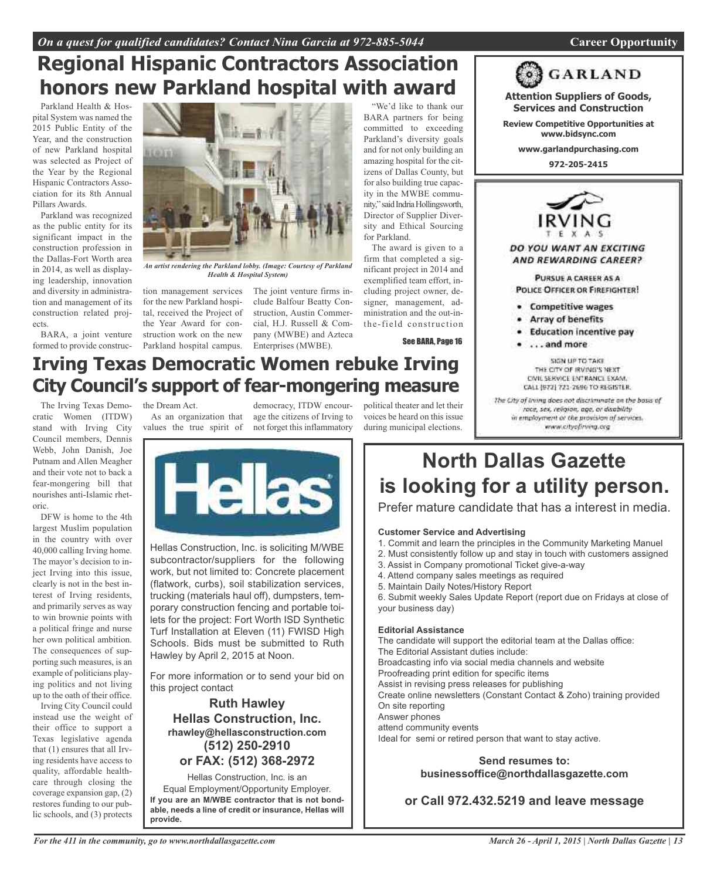On a quest for qualified candidates? Contact Nina Garcia at 972-885-5044

Career Opportunity

# Regional Hispanic Contractors Association honors new Parkland hospital with award

Parkland Health & Hospital System was named the 2015 Public Entity of the Year, and the construction of new Parkland hospital was selected as Project of the Year by the Regional Hispanic Contractors Association for its 8th Annual Pillars Awards.

Parkland was recognized as the public entity for its significant impact in the construction profession in the Dallas-Fort Worth area in 2014, as well as displaying leadership, innovation and diversity in administration and management of its construction related projects.

BARA, a joint venture formed to provide construction management services for the new Parkland hospital, received the Project of the Year Award for construction work on the new Parkland hospital campus. The joint venture firms include Balfour Beatty Construction, Austin Commercial, H.J. Russell & Company (MWBE) and Azteca Enterprises (MWBE).

*An artist rendering the Parkland lobby. (Image: Courtesy of Parkland Health & Hospital System)*

"We'd like to thank our BARA partners for being committed to exceeding Parkland's diversity goals and for not only building an amazing hospital for the citizens of Dallas County, but for also building true capacity in the MWBE community," said Indria Hollingsworth, Director of Supplier Diversity and Ethical Sourcing for Parkland.

The award is given to a firm that completed a significant project in 2014 and exemplified team effort, including project owner, designer, management, administration and the out-in-the-field construction

See BARA, Page 16

# Irving Texas Democratic Women rebuke Irving City Council's support of fear-mongering measure

The Irving Texas Democratic Women (ITDW) stand with Irving City Council members, Dennis Webb, John Danish, Joe Putnam and Allen Meagher and their vote not to back a fear-mongering bill that nourishes anti-Islamic rhetoric.

DFW is home to the 4th largest Muslim population in the country with over 40,000 calling Irving home. The mayor's decision to inject Irving into this issue, clearly is not in the best interest of Irving residents, and primarily serves as way to win brownie points with a political fringe and nurse her own political ambition. The consequences of supporting such measures, is an example of politicians playing politics and not living up to the oath of their office.

Irving City Council could instead use the weight of their office to support a Texas legislative agenda that (1) ensures that all Irving residents have access to quality, affordable healthcare through closing the coverage expansion gap, (2) restores funding to our public schools, and (3) protects the Dream Act.

As an organization that values the true spirit of democracy, ITDW encourage the citizens of Irving to not forget this inflammatory political theater and let their voices be heard on this issue during municipal elections.

## GARLAND

**Attention Suppliers of Goods, Services and Construction**

**Review Competitive Opportunities at www.bidsync.com**

**www.garlandpurchasing.com**

**972-205-2415**

## IRVING TEXAS

***DO YOU WANT AN EXCITING AND REWARDING CAREER?***

PURSUE A CAREER AS A POLICE OFFICER OR FIREFIGHTER!

- Competitive wages
- Array of benefits
- Education incentive pay
- . . . and more

SIGN UP TO TAKE THE CITY OF IRVING'S NEXT CIVIL SERVICE ENTRANCE EXAM. CALL (972) 721-2696 TO REGISTER.

*The City of Irving does not discriminate on the basis of race, sex, religion, age, or disability in employment or the provision of services. www.cityofirving.org*

## Hellas

Hellas Construction, Inc. is soliciting M/WBE subcontractor/suppliers for the following work, but not limited to: Concrete placement (flatwork, curbs), soil stabilization services, trucking (materials haul off), dumpsters, temporary construction fencing and portable toilets for the project: Fort Worth ISD Synthetic Turf Installation at Eleven (11) FWISD High Schools. Bids must be submitted to Ruth Hawley by April 2, 2015 at Noon.

For more information or to send your bid on this project contact

**Ruth Hawley**
**Hellas Construction, Inc.**
**rhawley@hellasconstruction.com**
**(512) 250-2910**
**or FAX: (512) 368-2972**

Hellas Construction, Inc. is an Equal Employment/Opportunity Employer.

**If you are an M/WBE contractor that is not bondable, needs a line of credit or insurance, Hellas will provide.**

# North Dallas Gazette is looking for a utility person.

Prefer mature candidate that has a interest in media.

**Customer Service and Advertising**

1. Commit and learn the principles in the Community Marketing Manuel
2. Must consistently follow up and stay in touch with customers assigned
3. Assist in Company promotional Ticket give-a-way
4. Attend company sales meetings as required
5. Maintain Daily Notes/History Report
6. Submit weekly Sales Update Report (report due on Fridays at close of your business day)

**Editorial Assistance**

The candidate will support the editorial team at the Dallas office:
The Editorial Assistant duties include:
Broadcasting info via social media channels and website
Proofreading print edition for specific items
Assist in revising press releases for publishing
Create online newsletters (Constant Contact & Zoho) training provided
On site reporting
Answer phones
attend community events
Ideal for semi or retired person that want to stay active.

**Send resumes to: businessoffice@northdallasgazette.com**

**or Call 972.432.5219 and leave message**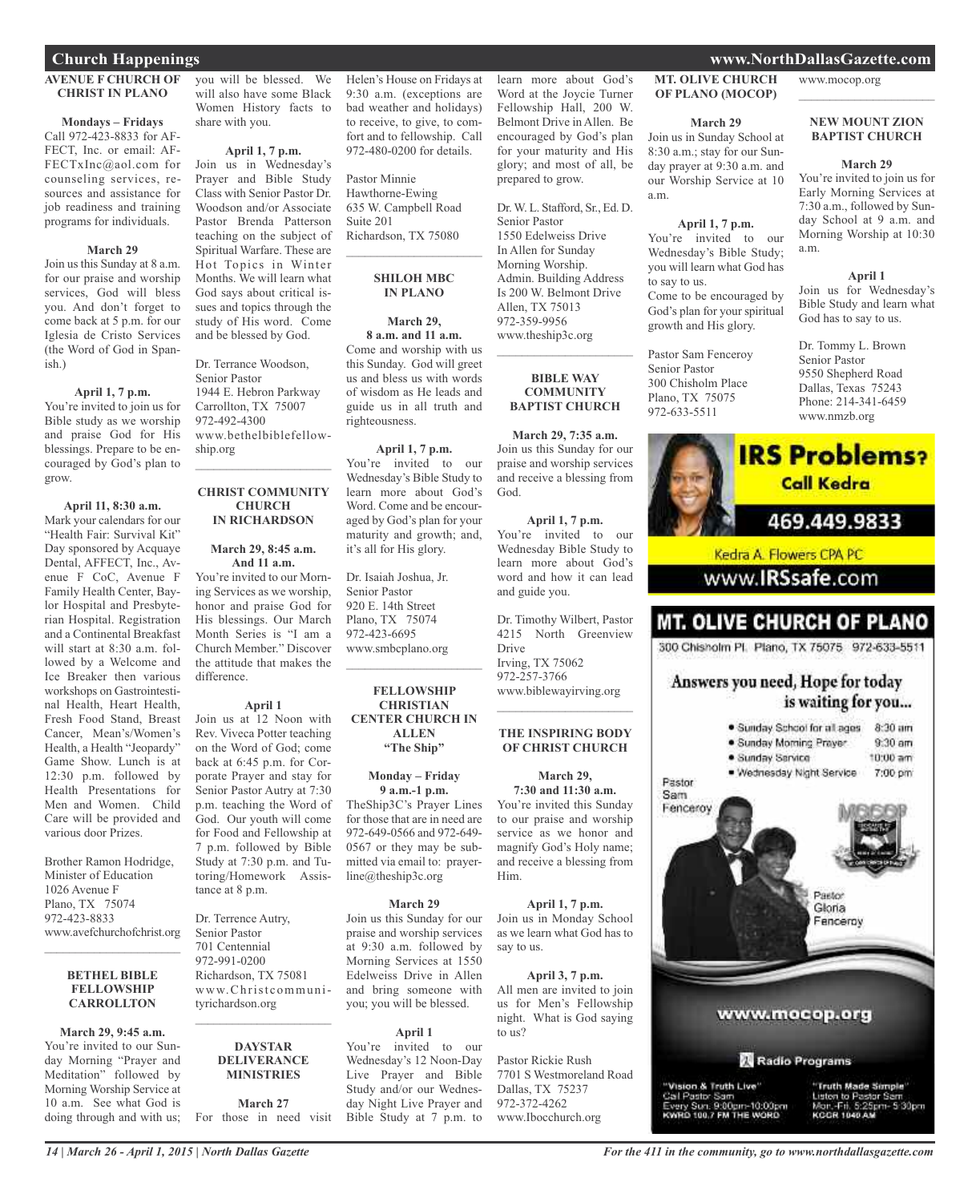# Church Happenings

### AVENUE F CHURCH OF CHRIST IN PLANO

**Mondays – Fridays**
Call 972-423-8833 for AFFECT, Inc. or email: AFFECTxInc@aol.com for counseling services, resources and assistance for job readiness and training programs for individuals.

**March 29**
Join us this Sunday at 8 a.m. for our praise and worship services, God will bless you. And don't forget to come back at 5 p.m. for our Iglesia de Cristo Services (the Word of God in Spanish.)

**April 1, 7 p.m.**
You're invited to join us for Bible study as we worship and praise God for His blessings. Prepare to be encouraged by God's plan to grow.

**April 11, 8:30 a.m.**
Mark your calendars for our "Health Fair: Survival Kit" Day sponsored by Acquaye Dental, AFFECT, Inc., Avenue F CoC, Avenue F Family Health Center, Baylor Hospital and Presbyterian Hospital. Registration and a Continental Breakfast will start at 8:30 a.m. followed by a Welcome and Ice Breaker then various workshops on Gastrointestinal Health, Heart Health, Fresh Food Stand, Breast Cancer, Mean's/Women's Health, a Health "Jeopardy" Game Show. Lunch is at 12:30 p.m. followed by Health Presentations for Men and Women. Child Care will be provided and various door Prizes.

Brother Ramon Hodridge,
Minister of Education
1026 Avenue F
Plano, TX 75074
972-423-8833
www.avefchurchofchrist.org

---

### BETHEL BIBLE FELLOWSHIP CARROLLTON

**March 29, 9:45 a.m.**
You're invited to our Sunday Morning "Prayer and Meditation" followed by Morning Worship Service at 10 a.m. See what God is doing through and with us; you will be blessed. We will also have some Black Women History facts to share with you.

**April 1, 7 p.m.**
Join us in Wednesday's Prayer and Bible Study Class with Senior Pastor Dr. Woodson and/or Associate Pastor Brenda Patterson teaching on the subject of Spiritual Warfare. These are Hot Topics in Winter Months. We will learn what God says about critical issues and topics through the study of His word. Come and be blessed by God.

Dr. Terrance Woodson,
Senior Pastor
1944 E. Hebron Parkway
Carrollton, TX 75007
972-492-4300
www.bethelbiblefellowship.org

---

### CHRIST COMMUNITY CHURCH IN RICHARDSON

**March 29, 8:45 a.m. And 11 a.m.**
You're invited to our Morning Services as we worship, honor and praise God for His blessings. Our March Month Series is "I am a Church Member." Discover the attitude that makes the difference.

**April 1**
Join us at 12 Noon with Rev. Viveca Potter teaching on the Word of God; come back at 6:45 p.m. for Corporate Prayer and stay for Senior Pastor Autry at 7:30 p.m. teaching the Word of God. Our youth will come for Food and Fellowship at 7 p.m. followed by Bible Study at 7:30 p.m. and Tutoring/Homework Assistance at 8 p.m.

Dr. Terrence Autry,
Senior Pastor
701 Centennial
972-991-0200
Richardson, TX 75081
www.Christcommunityrichardson.org

---

### DAYSTAR DELIVERANCE MINISTRIES

**March 27**
For those in need visit Helen's House on Fridays at 9:30 a.m. (exceptions are bad weather and holidays) to receive, to give, to comfort and to fellowship. Call 972-480-0200 for details.

Pastor Minnie Hawthorne-Ewing
635 W. Campbell Road
Suite 201
Richardson, TX 75080

---

### SHILOH MBC IN PLANO

**March 29, 8 a.m. and 11 a.m.**
Come and worship with us this Sunday. God will greet us and bless us with words of wisdom as He leads and guide us in all truth and righteousness.

**April 1, 7 p.m.**
You're invited to our Wednesday's Bible Study to learn more about God's Word. Come and be encouraged by God's plan for your maturity and growth; and, it's all for His glory.

Dr. Isaiah Joshua, Jr.
Senior Pastor
920 E. 14th Street
Plano, TX 75074
972-423-6695
www.smbcplano.org

---

### FELLOWSHIP CHRISTIAN CENTER CHURCH IN ALLEN "The Ship"

**Monday – Friday 9 a.m.-1 p.m.**
TheShip3C's Prayer Lines for those that are in need are 972-649-0566 and 972-649-0567 or they may be submitted via email to: prayerline@theship3c.org

**March 29**
Join us this Sunday for our praise and worship services at 9:30 a.m. followed by Morning Services at 1550 Edelweiss Drive in Allen and bring someone with you; you will be blessed.

**April 1**
You're invited to our Wednesday's 12 Noon-Day Live Prayer and Bible Study and/or our Wednesday Night Live Prayer and Bible Study at 7 p.m. to learn more about God's Word at the Joycie Turner Fellowship Hall, 200 W. Belmont Drive in Allen. Be encouraged by God's plan for your maturity and His glory; and most of all, be prepared to grow.

Dr. W. L. Stafford, Sr., Ed. D.
Senior Pastor
1550 Edelweiss Drive
In Allen for Sunday Morning Worship.
Admin. Building Address Is 200 W. Belmont Drive
Allen, TX 75013
972-359-9956
www.theship3c.org

---

### BIBLE WAY COMMUNITY BAPTIST CHURCH

**March 29, 7:35 a.m.**
Join us this Sunday for our praise and worship services and receive a blessing from God.

**April 1, 7 p.m.**
You're invited to our Wednesday Bible Study to learn more about God's word and how it can lead and guide you.

Dr. Timothy Wilbert, Pastor
4215 North Greenview Drive
Irving, TX 75062
972-257-3766
www.biblewayirving.org

---

### THE INSPIRING BODY OF CHRIST CHURCH

**March 29, 7:30 and 11:30 a.m.**
You're invited this Sunday to our praise and worship service as we honor and magnify God's Holy name; and receive a blessing from Him.

**April 1, 7 p.m.**
Join us in Monday School as we learn what God has to say to us.

**April 3, 7 p.m.**
All men are invited to join us for Men's Fellowship night. What is God saying to us?

Pastor Rickie Rush
7701 S Westmoreland Road
Dallas, TX 75237
972-372-4262
www.Ibocchurch.org

---

### MT. OLIVE CHURCH OF PLANO (MOCOP)

**March 29**
Join us in Sunday School at 8:30 a.m.; stay for our Sunday prayer at 9:30 a.m. and our Worship Service at 10 a.m.

**April 1, 7 p.m.**
You're invited to our Wednesday's Bible Study; you will learn what God has to say to us.
Come to be encouraged by God's plan for your spiritual growth and His glory.

Pastor Sam Fenceroy
Senior Pastor
300 Chisholm Place
Plano, TX 75075
972-633-5511
www.mocop.org

---

### NEW MOUNT ZION BAPTIST CHURCH

**March 29**
You're invited to join us for Early Morning Services at 7:30 a.m., followed by Sunday School at 9 a.m. and Morning Worship at 10:30 a.m.

**April 1**
Join us for Wednesday's Bible Study and learn what God has to say to us.

Dr. Tommy L. Brown
Senior Pastor
9550 Shepherd Road
Dallas, Texas 75243
Phone: 214-341-6459
www.nmzb.org

---

**IRS Problems? Call Kedra**
469.449.9833
Kedra A. Flowers CPA PC
www.IRSsafe.com

---

**MT. OLIVE CHURCH OF PLANO**
300 Chisholm Pl. Plano, TX 75075 972-633-5511

Answers you need, Hope for today is waiting for you...

- Sunday School for all ages 8:30 am
- Sunday Morning Prayer 9:30 am
- Sunday Service 10:00 am
- Wednesday Night Service 7:00 pm

Pastor Sam Fenceroy
Pastor Gloria Fenceroy

www.mocop.org

Radio Programs

"Vision & Truth Live"
Call Pastor Sam
Every Sun. 9:00pm-10:00pm
KWRD 100.7 FM THE WORD

"Truth Made Simple"
Listen to Pastor Sam
Mon.-Fri. 5:25pm- 5:30pm
KCGR 1040 AM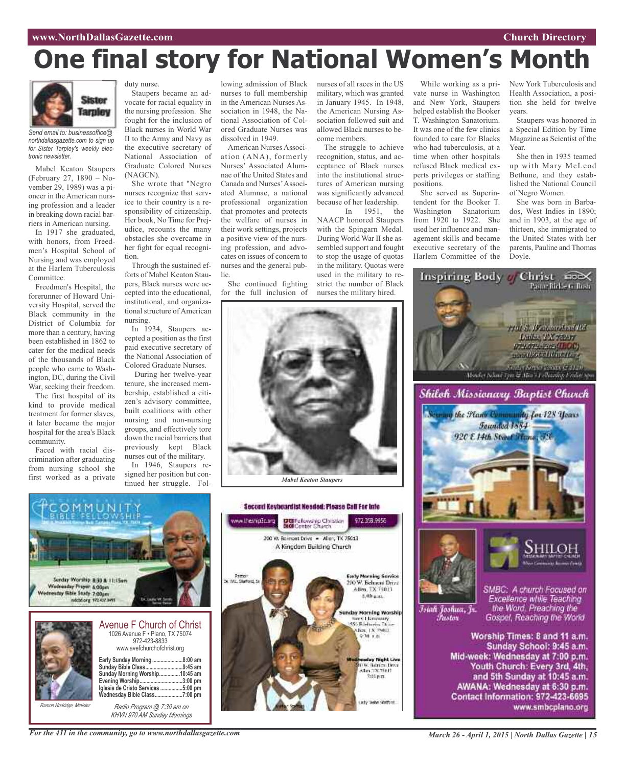# One final story for National Women's Month

*Send email to: businessoffice@northdallasgazette.com to sign up for Sister Tarpley's weekly electronic newsletter.*

Mabel Keaton Staupers (February 27, 1890 – November 29, 1989) was a pioneer in the American nursing profession and a leader in breaking down racial barriers in American nursing.

In 1917 she graduated, with honors, from Freedmen's Hospital School of Nursing and was employed at the Harlem Tuberculosis Committee.

Freedmen's Hospital, the forerunner of Howard University Hospital, served the Black community in the District of Columbia for more than a century, having been established in 1862 to cater for the medical needs of the thousands of Black people who came to Washington, DC, during the Civil War, seeking their freedom.

The first hospital of its kind to provide medical treatment for former slaves, it later became the major hospital for the area's Black community.

Faced with racial discrimination after graduating from nursing school she first worked as a private duty nurse.

Staupers became an advocate for racial equality in the nursing profession. She fought for the inclusion of Black nurses in World War II to the Army and Navy as the executive secretary of National Association of Graduate Colored Nurses (NAGCN).

She wrote that "Negro nurses recognize that service to their country is a responsibility of citizenship. Her book, No Time for Prejudice, recounts the many obstacles she overcame in her fight for equal recognition.

Through the sustained efforts of Mabel Keaton Staupers, Black nurses were accepted into the educational, institutional, and organizational structure of American nursing.

In 1934, Staupers accepted a position as the first paid executive secretary of the National Association of Colored Graduate Nurses.

During her twelve-year tenure, she increased membership, established a citizen's advisory committee, built coalitions with other nursing and non-nursing groups, and effectively tore down the racial barriers that previously kept Black nurses out of the military.

In 1946, Staupers resigned her position but continued her struggle. Following admission of Black nurses to full membership in the American Nurses Association in 1948, the National Association of Colored Graduate Nurses was dissolved in 1949.

American Nurses Association (ANA), formerly Nurses' Associated Alumnae of the United States and Canada and Nurses' Associated Alumnae, a national professional organization that promotes and protects the welfare of nurses in their work settings, projects a positive view of the nursing profession, and advocates on issues of concern to nurses and the general public.

She continued fighting for the full inclusion of nurses of all races in the US military, which was granted in January 1945. In 1948, the American Nursing Association followed suit and allowed Black nurses to become members.

The struggle to achieve recognition, status, and acceptance of Black nurses into the institutional structures of American nursing was significantly advanced because of her leadership.

In 1951, the NAACP honored Staupers with the Spingarn Medal. During World War II she assembled support and fought to stop the usage of quotas in the military. Quotas were used in the military to restrict the number of Black nurses the military hired.

*Mabel Keaton Staupers*

While working as a private nurse in Washington and New York, Staupers helped establish the Booker T. Washington Sanatorium. It was one of the few clinics founded to care for Blacks who had tuberculosis, at a time when other hospitals refused Black medical experts privileges or staffing positions.

She served as Superintendent for the Booker T. Washington Sanatorium from 1920 to 1922. She used her influence and management skills and became executive secretary of the Harlem Committee of the New York Tuberculosis and Health Association, a position she held for twelve years.

Staupers was honored in a Special Edition by Time Magazine as Scientist of the Year.

She then in 1935 teamed up with Mary McLeod Bethune, and they established the National Council of Negro Women.

She was born in Barbados, West Indies in 1890; and in 1903, at the age of thirteen, she immigrated to the United States with her parents, Pauline and Thomas Doyle.

---

**Avenue F Church of Christ**
1026 Avenue F • Plano, TX 75074
972-423-8833
www.avefchurchofchrist.org

Early Sunday Morning ........ 8:00 am
Sunday Bible Class ........ 9:45 am
Sunday Morning Worship ........ 10:45 am
Evening Worship ........ 3:00 pm
Iglesia de Cristo Services ........ 5:00 pm
Wednesday Bible Class ........ 7:00 pm

*Ramon Hodridge, Minister*

*Radio Program @ 7:30 am on KHVN 970 AM Sunday Mornings*

---

**Shiloh Missionary Baptist Church**
Serving the Plano Community for 128 Years
Founded 1884
920 E 14th Street Plano, TX

*Isiah Joshua, Jr. Pastor*

SMBC: A church Focused on Excellence while Teaching the Word, Preaching the Gospel, Reaching the World

Worship Times: 8 and 11 a.m.
Sunday School: 9:45 a.m.
Mid-week: Wednesday at 7:00 p.m.
Youth Church: Every 3rd, 4th, and 5th Sunday at 10:45 a.m.
AWANA: Wednesday at 6:30 p.m.
Contact Information: 972-423-6695
www.smbcplano.org

---

**Second Keyboardist Needed: Please Call For Info**
Fellowship Christian Center Church
200 W. Belmont Drive • Allen, TX 75013
A Kingdom Building Church

---

**Community Bible Fellowship**
Sunday Worship 8:30 & 11:15am
Wednesday Prayer 6:00pm
Wednesday Bible Study 7:00pm

---

**Inspiring Body of Christ**
Pastor Rickie G. Rush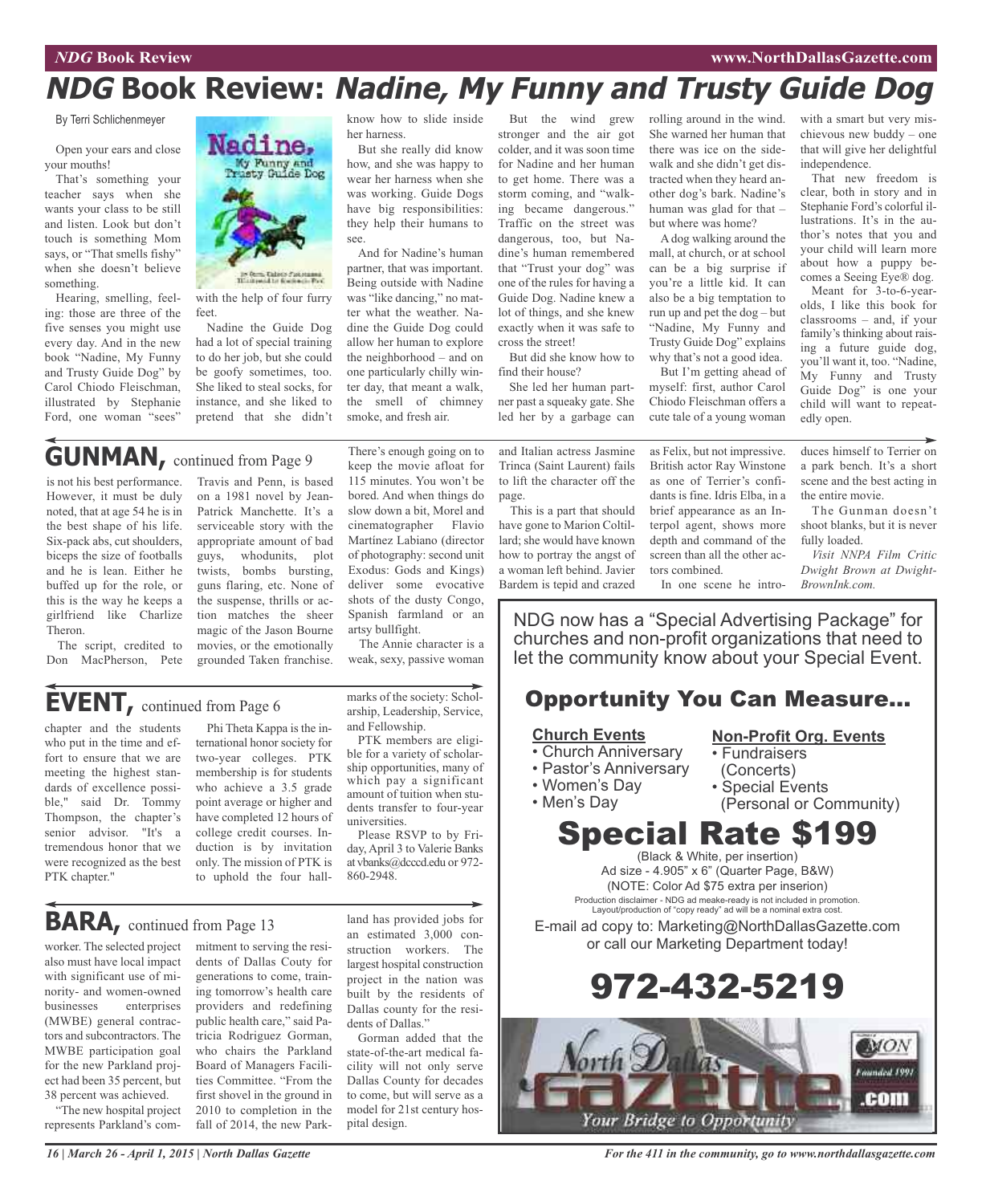# *NDG* Book Review: *Nadine, My Funny and Trusty Guide Dog*

By Terri Schlichenmeyer

Open your ears and close your mouths!

That's something your teacher says when she wants your class to be still and listen. Look but don't touch is something Mom says, or "That smells fishy" when she doesn't believe something.

Hearing, smelling, feeling: those are three of the five senses you might use every day. And in the new book "Nadine, My Funny and Trusty Guide Dog" by Carol Chiodo Fleischman, illustrated by Stephanie Ford, one woman "sees" with the help of four furry feet.

Nadine the Guide Dog had a lot of special training to do her job, but she could be goofy sometimes, too. She liked to steal socks, for instance, and she liked to pretend that she didn't know how to slide inside her harness.

But she really did know how, and she was happy to wear her harness when she was working. Guide Dogs have big responsibilities: they help their humans to see.

And for Nadine's human partner, that was important. Being outside with Nadine was "like dancing," no matter what the weather. Nadine the Guide Dog could allow her human to explore the neighborhood – and on one particularly chilly winter day, that meant a walk, the smell of chimney smoke, and fresh air.

But the wind grew stronger and the air got colder, and it was soon time for Nadine and her human to get home. There was a storm coming, and "walking became dangerous." Traffic on the street was dangerous, too, but Nadine's human remembered that "Trust your dog" was one of the rules for having a Guide Dog. Nadine knew a lot of things, and she knew exactly when it was safe to cross the street!

But did she know how to find their house?

She led her human partner past a squeaky gate. She led her by a garbage can rolling around in the wind. She warned her human that there was ice on the sidewalk and she didn't get distracted when they heard another dog's bark. Nadine's human was glad for that – but where was home?

A dog walking around the mall, at church, or at school can be a big surprise if you're a little kid. It can also be a big temptation to run up and pet the dog – but "Nadine, My Funny and Trusty Guide Dog" explains why that's not a good idea.

But I'm getting ahead of myself: first, author Carol Chiodo Fleischman offers a cute tale of a young woman with a smart but very mischievous new buddy – one that will give her delightful independence.

That new freedom is clear, both in story and in Stephanie Ford's colorful illustrations. It's in the author's notes that you and your child will learn more about how a puppy becomes a Seeing Eye® dog.

Meant for 3-to-6-year-olds, I like this book for classrooms – and, if your family's thinking about raising a future guide dog, you'll want it, too. "Nadine, My Funny and Trusty Guide Dog" is one your child will want to repeatedly open.

## GUNMAN, continued from Page 9

is not his best performance. However, it must be duly noted, that at age 54 he is in the best shape of his life. Six-pack abs, cut shoulders, biceps the size of footballs and he is lean. Either he buffed up for the role, or this is the way he keeps a girlfriend like Charlize Theron.

The script, credited to Don MacPherson, Pete Travis and Penn, is based on a 1981 novel by Jean-Patrick Manchette. It's a serviceable story with the appropriate amount of bad guys, whodunits, plot twists, bombs bursting, guns flaring, etc. None of the suspense, thrills or action matches the sheer magic of the Jason Bourne movies, or the emotionally grounded Taken franchise. There's enough going on to keep the movie afloat for 115 minutes. You won't be bored. And when things do slow down a bit, Morel and cinematographer Flavio Martínez Labiano (director of photography: second unit Exodus: Gods and Kings) deliver some evocative shots of the dusty Congo, Spanish farmland or an artsy bullfight.

The Annie character is a weak, sexy, passive woman and Italian actress Jasmine Trinca (Saint Laurent) fails to lift the character off the page.

This is a part that should have gone to Marion Cotillard; she would have known how to portray the angst of a woman left behind. Javier Bardem is tepid and crazed as Felix, but not impressive. British actor Ray Winstone as one of Terrier's confidants is fine. Idris Elba, in a brief appearance as an Interpol agent, shows more depth and command of the screen than all the other actors combined.

In one scene he introduces himself to Terrier on a park bench. It's a short scene and the best acting in the entire movie.

The Gunman doesn't shoot blanks, but it is never fully loaded.

*Visit NNPA Film Critic Dwight Brown at DwightBrownInk.com.*

## EVENT, continued from Page 6

chapter and the students who put in the time and effort to ensure that we are meeting the highest standards of excellence possible," said Dr. Tommy Thompson, the chapter's senior advisor. "It's a tremendous honor that we were recognized as the best PTK chapter."

Phi Theta Kappa is the international honor society for two-year colleges. PTK membership is for students who achieve a 3.5 grade point average or higher and have completed 12 hours of college credit courses. Induction is by invitation only. The mission of PTK is to uphold the four hallmarks of the society: Scholarship, Leadership, Service, and Fellowship.

PTK members are eligible for a variety of scholarship opportunities, many of which pay a significant amount of tuition when students transfer to four-year universities.

Please RSVP to by Friday, April 3 to Valerie Banks at vbanks@dcccd.edu or 972-860-2948.

## BARA, continued from Page 13

worker. The selected project also must have local impact with significant use of minority- and women-owned businesses enterprises (MWBE) general contractors and subcontractors. The MWBE participation goal for the new Parkland project had been 35 percent, but 38 percent was achieved.

"The new hospital project represents Parkland's commitment to serving the residents of Dallas Couty for generations to come, training tomorrow's health care providers and redefining public health care," said Patricia Rodriguez Gorman, who chairs the Parkland Board of Managers Facilities Committee. "From the first shovel in the ground in 2010 to completion in the fall of 2014, the new Parkland has provided jobs for an estimated 3,000 construction workers. The largest hospital construction project in the nation was built by the residents of Dallas county for the residents of Dallas."

Gorman added that the state-of-the-art medical facility will not only serve Dallas County for decades to come, but will serve as a model for 21st century hospital design.

---

NDG now has a "Special Advertising Package" for churches and non-profit organizations that need to let the community know about your Special Event.

## Opportunity You Can Measure...

**Church Events**
- Church Anniversary
- Pastor's Anniversary
- Women's Day
- Men's Day

**Non-Profit Org. Events**
- Fundraisers (Concerts)
- Special Events (Personal or Community)

## Special Rate $199

(Black & White, per insertion)
Ad size - 4.905" x 6" (Quarter Page, B&W)
(NOTE: Color Ad $75 extra per inserion)
Production disclaimer - NDG ad meake-ready is not included in promotion. Layout/production of "copy ready" ad will be a nominal extra cost.

E-mail ad copy to: Marketing@NorthDallasGazette.com or call our Marketing Department today!

## 972-432-5219

North Dallas Gazette .com — Your Bridge to Opportunity